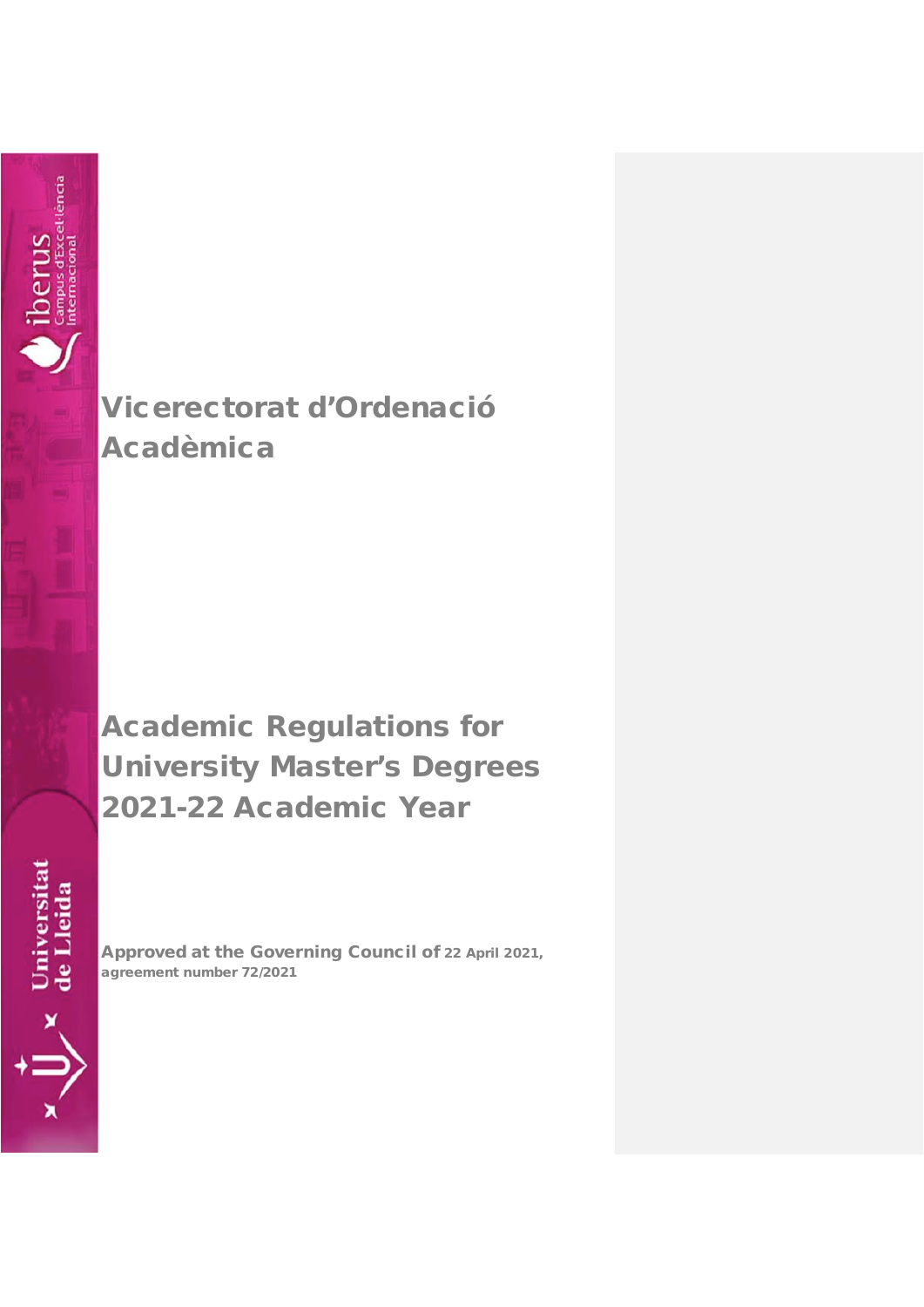# Vicerectorat d'Ordenació Acadèmica

# Academic Regulations for University Master's Degrees 2021-22 Academic Year

**Approved at the Governing Council of 22 April 2021, agreement number 72/2021**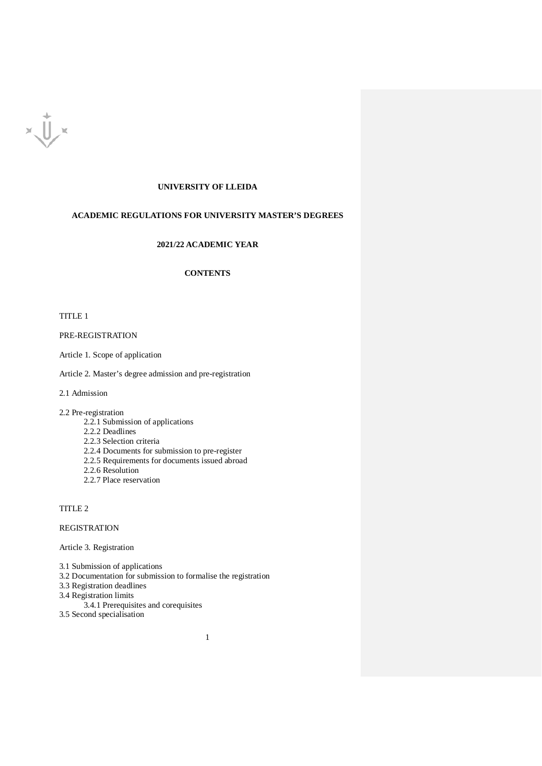**UNIVERSITY OF LLEIDA**

**ACADEMIC REGULATIONS FOR UNIVERSITY MASTER'S DEGREES**

**2021/22 ACADEMIC YEAR**

**CONTENTS**

TITLE 1

PRE-REGISTRATION

Article 1. Scope of application

Article 2. Master's degree admission and pre-registration

2.1 Admission

2.2 Pre-registration
- 2.2.1 Submission of applications
- 2.2.2 Deadlines
- 2.2.3 Selection criteria
- 2.2.4 Documents for submission to pre-register
- 2.2.5 Requirements for documents issued abroad
- 2.2.6 Resolution
- 2.2.7 Place reservation

TITLE 2

REGISTRATION

Article 3. Registration

3.1 Submission of applications
3.2 Documentation for submission to formalise the registration
3.3 Registration deadlines
3.4 Registration limits
- 3.4.1 Prerequisites and corequisites

3.5 Second specialisation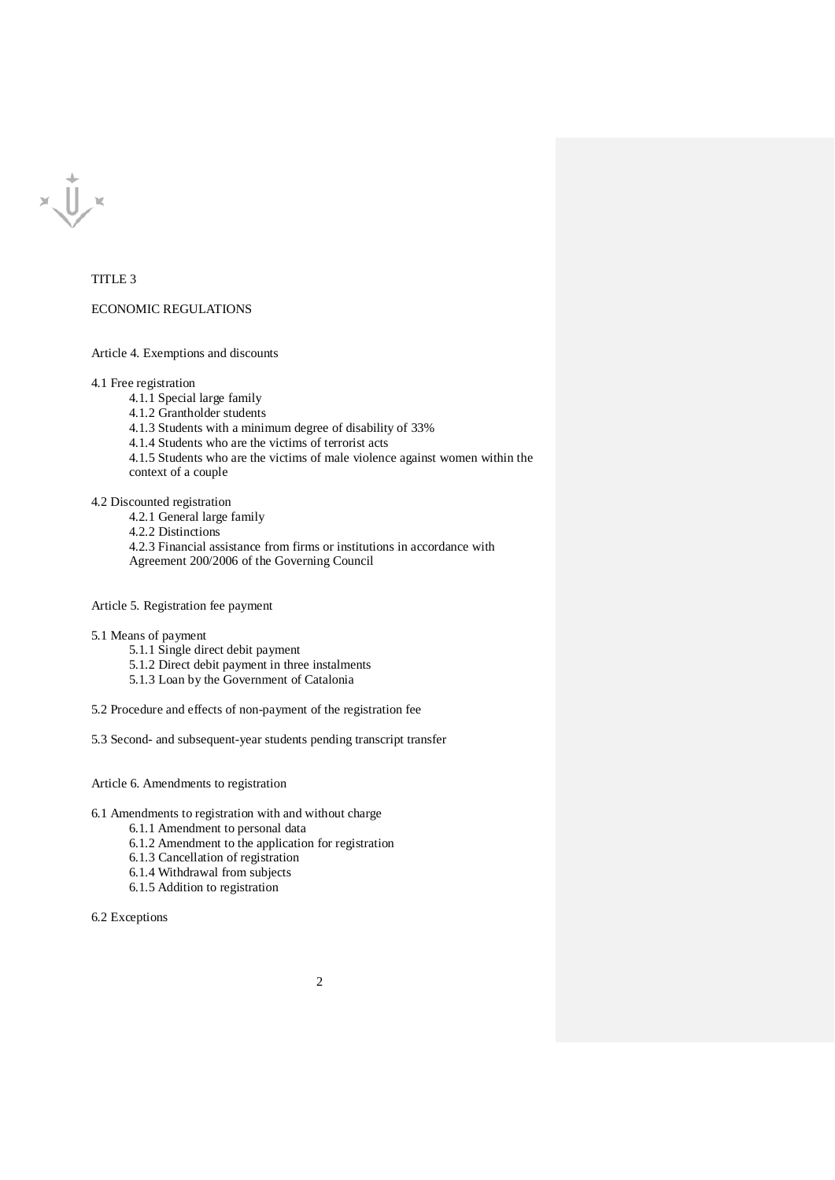TITLE 3

ECONOMIC REGULATIONS

Article 4. Exemptions and discounts

4.1 Free registration

- 4.1.1 Special large family
- 4.1.2 Grantholder students
- 4.1.3 Students with a minimum degree of disability of 33%
- 4.1.4 Students who are the victims of terrorist acts
- 4.1.5 Students who are the victims of male violence against women within the context of a couple

4.2 Discounted registration

- 4.2.1 General large family
- 4.2.2 Distinctions
- 4.2.3 Financial assistance from firms or institutions in accordance with Agreement 200/2006 of the Governing Council

Article 5. Registration fee payment

5.1 Means of payment

- 5.1.1 Single direct debit payment
- 5.1.2 Direct debit payment in three instalments
- 5.1.3 Loan by the Government of Catalonia

5.2 Procedure and effects of non-payment of the registration fee

5.3 Second- and subsequent-year students pending transcript transfer

Article 6. Amendments to registration

6.1 Amendments to registration with and without charge

- 6.1.1 Amendment to personal data
- 6.1.2 Amendment to the application for registration
- 6.1.3 Cancellation of registration
- 6.1.4 Withdrawal from subjects
- 6.1.5 Addition to registration

6.2 Exceptions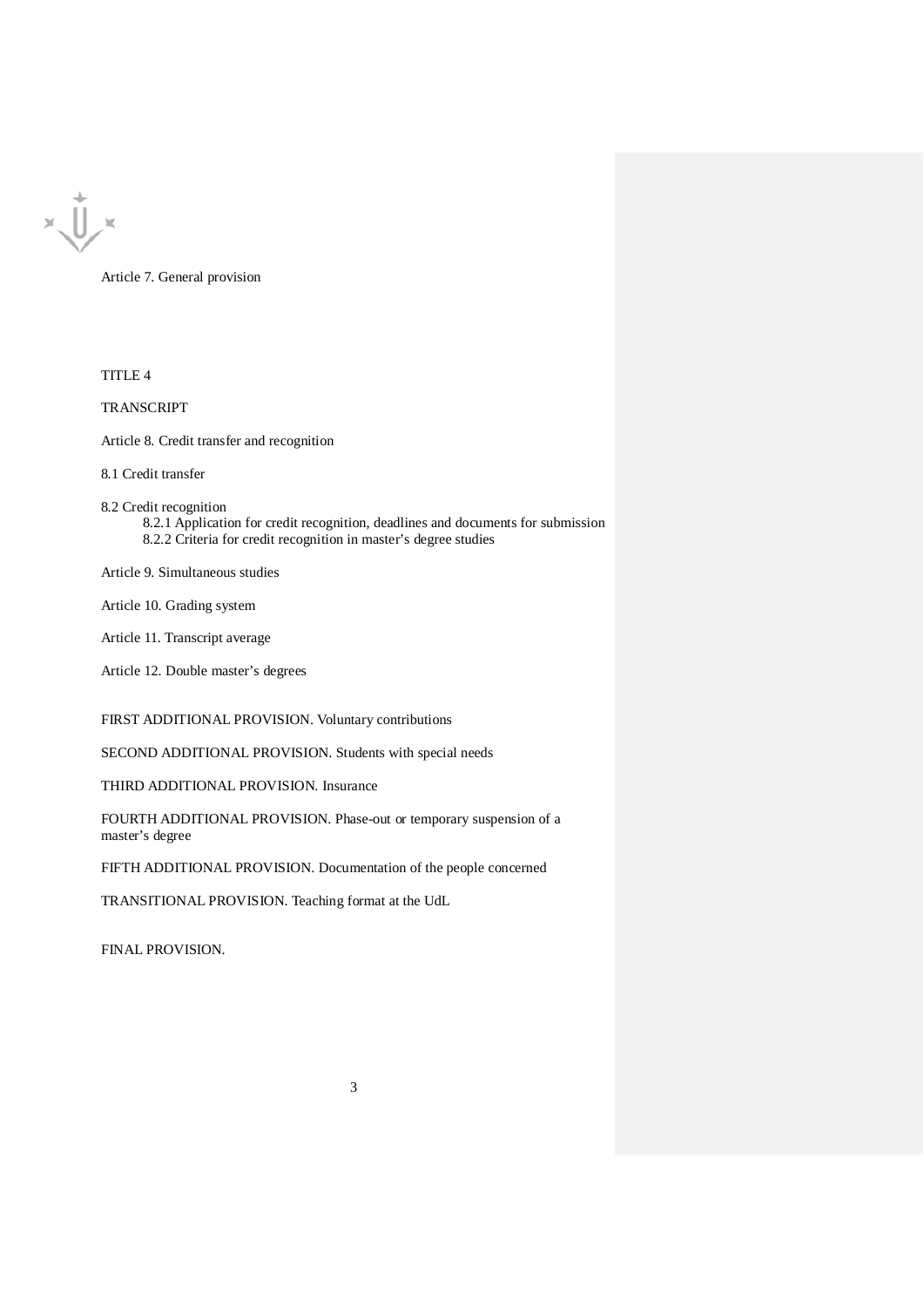Article 7. General provision

TITLE 4

TRANSCRIPT

Article 8. Credit transfer and recognition

8.1 Credit transfer

8.2 Credit recognition
- 8.2.1 Application for credit recognition, deadlines and documents for submission
- 8.2.2 Criteria for credit recognition in master's degree studies

Article 9. Simultaneous studies

Article 10. Grading system

Article 11. Transcript average

Article 12. Double master's degrees

FIRST ADDITIONAL PROVISION. Voluntary contributions

SECOND ADDITIONAL PROVISION. Students with special needs

THIRD ADDITIONAL PROVISION. Insurance

FOURTH ADDITIONAL PROVISION. Phase-out or temporary suspension of a master's degree

FIFTH ADDITIONAL PROVISION. Documentation of the people concerned

TRANSITIONAL PROVISION. Teaching format at the UdL

FINAL PROVISION.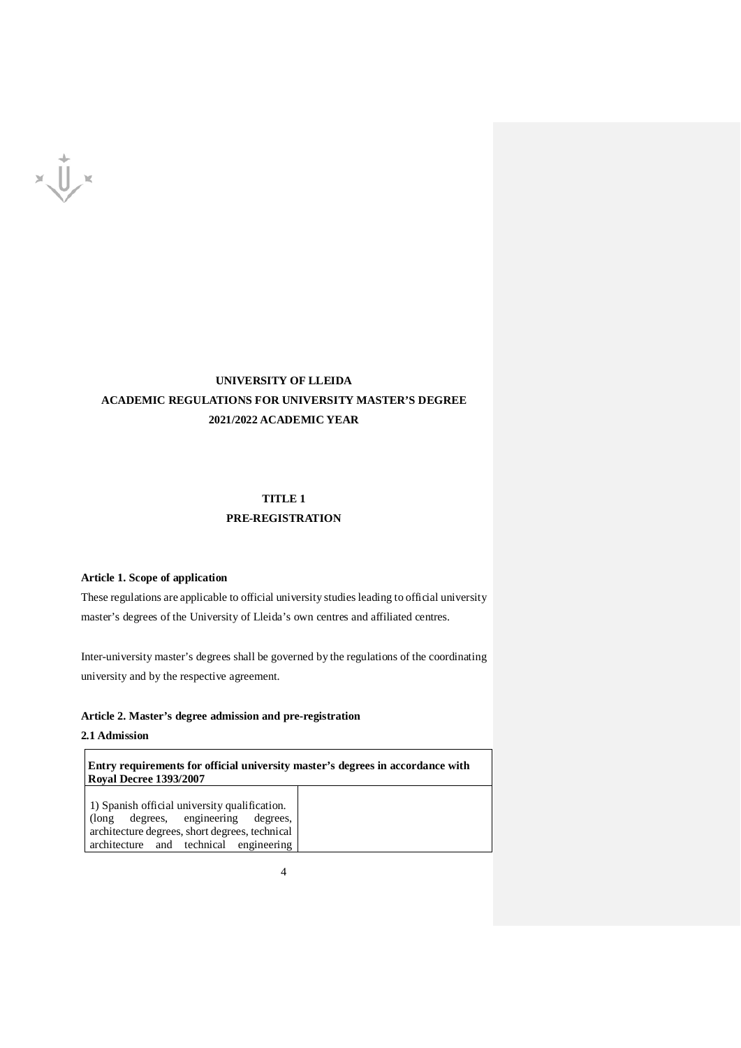# UNIVERSITY OF LLEIDA
# ACADEMIC REGULATIONS FOR UNIVERSITY MASTER'S DEGREE
# 2021/2022 ACADEMIC YEAR

## TITLE 1
## PRE-REGISTRATION

### Article 1. Scope of application

These regulations are applicable to official university studies leading to official university master's degrees of the University of Lleida's own centres and affiliated centres.

Inter-university master's degrees shall be governed by the regulations of the coordinating university and by the respective agreement.

### Article 2. Master's degree admission and pre-registration

#### 2.1 Admission

| **Entry requirements for official university master's degrees in accordance with Royal Decree 1393/2007** | |
|---|---|
| 1) Spanish official university qualification. (long degrees, engineering degrees, architecture degrees, short degrees, technical architecture and technical engineering | |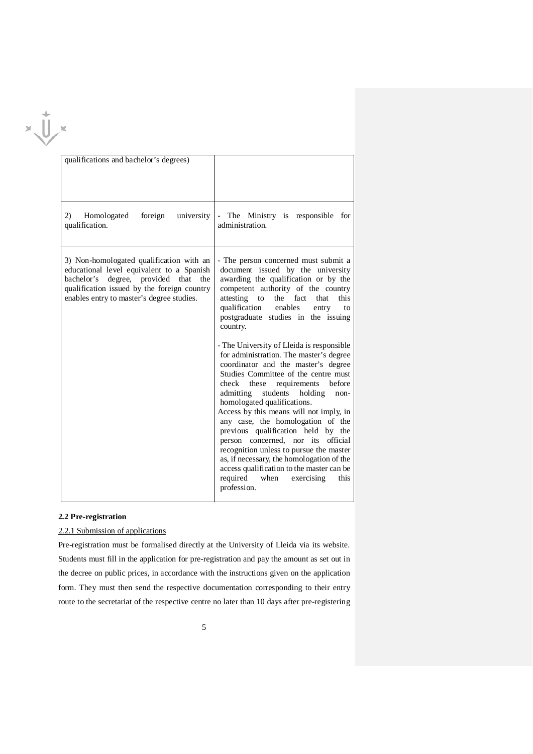| | |
|---|---|
| qualifications and bachelor's degrees) | |
| 2) Homologated foreign university qualification. | - The Ministry is responsible for administration. |
| 3) Non-homologated qualification with an educational level equivalent to a Spanish bachelor's degree, provided that the qualification issued by the foreign country enables entry to master's degree studies. | - The person concerned must submit a document issued by the university awarding the qualification or by the competent authority of the country attesting to the fact that this qualification enables entry to postgraduate studies in the issuing country.<br><br>- The University of Lleida is responsible for administration. The master's degree coordinator and the master's degree Studies Committee of the centre must check these requirements before admitting students holding non-homologated qualifications.<br>Access by this means will not imply, in any case, the homologation of the previous qualification held by the person concerned, nor its official recognition unless to pursue the master as, if necessary, the homologation of the access qualification to the master can be required when exercising this profession. |

**2.2 Pre-registration**

2.2.1 Submission of applications

Pre-registration must be formalised directly at the University of Lleida via its website. Students must fill in the application for pre-registration and pay the amount as set out in the decree on public prices, in accordance with the instructions given on the application form. They must then send the respective documentation corresponding to their entry route to the secretariat of the respective centre no later than 10 days after pre-registering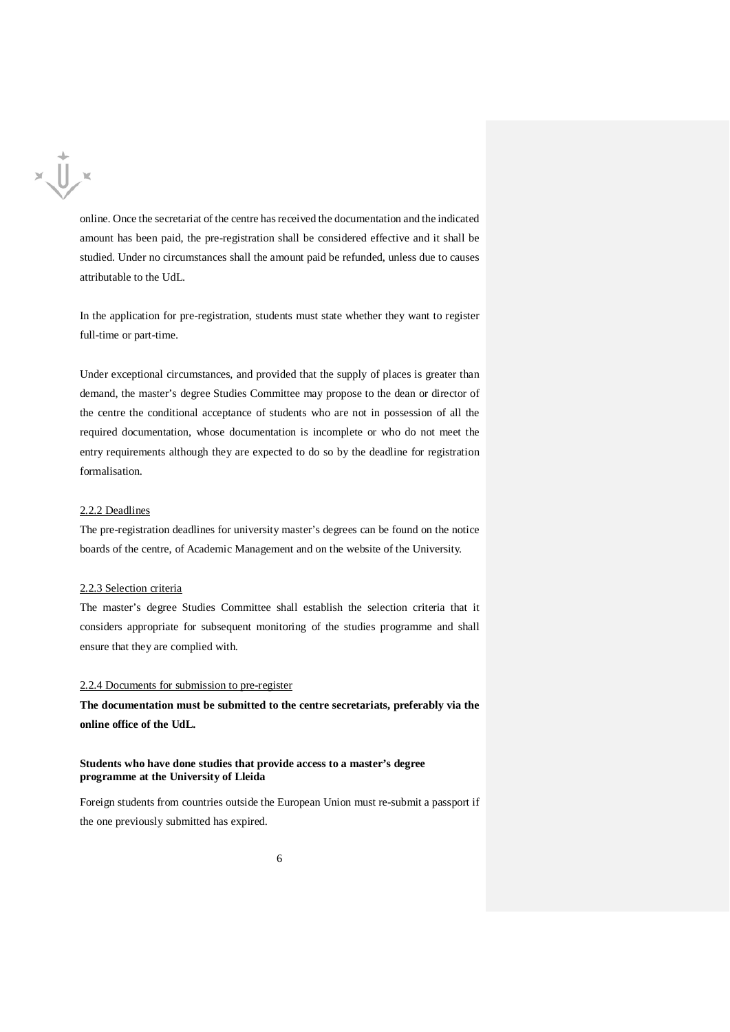online. Once the secretariat of the centre has received the documentation and the indicated amount has been paid, the pre-registration shall be considered effective and it shall be studied. Under no circumstances shall the amount paid be refunded, unless due to causes attributable to the UdL.

In the application for pre-registration, students must state whether they want to register full-time or part-time.

Under exceptional circumstances, and provided that the supply of places is greater than demand, the master's degree Studies Committee may propose to the dean or director of the centre the conditional acceptance of students who are not in possession of all the required documentation, whose documentation is incomplete or who do not meet the entry requirements although they are expected to do so by the deadline for registration formalisation.

#### 2.2.2 Deadlines

The pre-registration deadlines for university master's degrees can be found on the notice boards of the centre, of Academic Management and on the website of the University.

#### 2.2.3 Selection criteria

The master's degree Studies Committee shall establish the selection criteria that it considers appropriate for subsequent monitoring of the studies programme and shall ensure that they are complied with.

#### 2.2.4 Documents for submission to pre-register

**The documentation must be submitted to the centre secretariats, preferably via the online office of the UdL.**

**Students who have done studies that provide access to a master's degree programme at the University of Lleida**

Foreign students from countries outside the European Union must re-submit a passport if the one previously submitted has expired.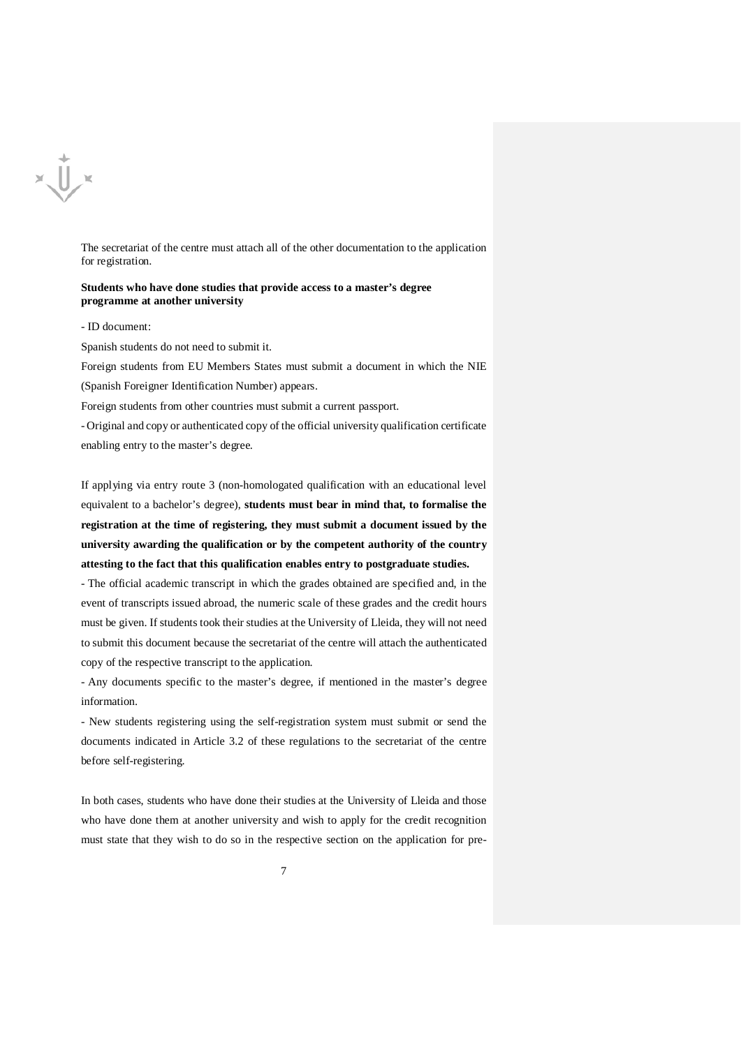The secretariat of the centre must attach all of the other documentation to the application for registration.

**Students who have done studies that provide access to a master's degree programme at another university**

- ID document:

Spanish students do not need to submit it.

Foreign students from EU Members States must submit a document in which the NIE (Spanish Foreigner Identification Number) appears.

Foreign students from other countries must submit a current passport.

- Original and copy or authenticated copy of the official university qualification certificate enabling entry to the master's degree.

If applying via entry route 3 (non-homologated qualification with an educational level equivalent to a bachelor's degree), **students must bear in mind that, to formalise the registration at the time of registering, they must submit a document issued by the university awarding the qualification or by the competent authority of the country attesting to the fact that this qualification enables entry to postgraduate studies.**

- The official academic transcript in which the grades obtained are specified and, in the event of transcripts issued abroad, the numeric scale of these grades and the credit hours must be given. If students took their studies at the University of Lleida, they will not need to submit this document because the secretariat of the centre will attach the authenticated copy of the respective transcript to the application.

- Any documents specific to the master's degree, if mentioned in the master's degree information.

- New students registering using the self-registration system must submit or send the documents indicated in Article 3.2 of these regulations to the secretariat of the centre before self-registering.

In both cases, students who have done their studies at the University of Lleida and those who have done them at another university and wish to apply for the credit recognition must state that they wish to do so in the respective section on the application for pre-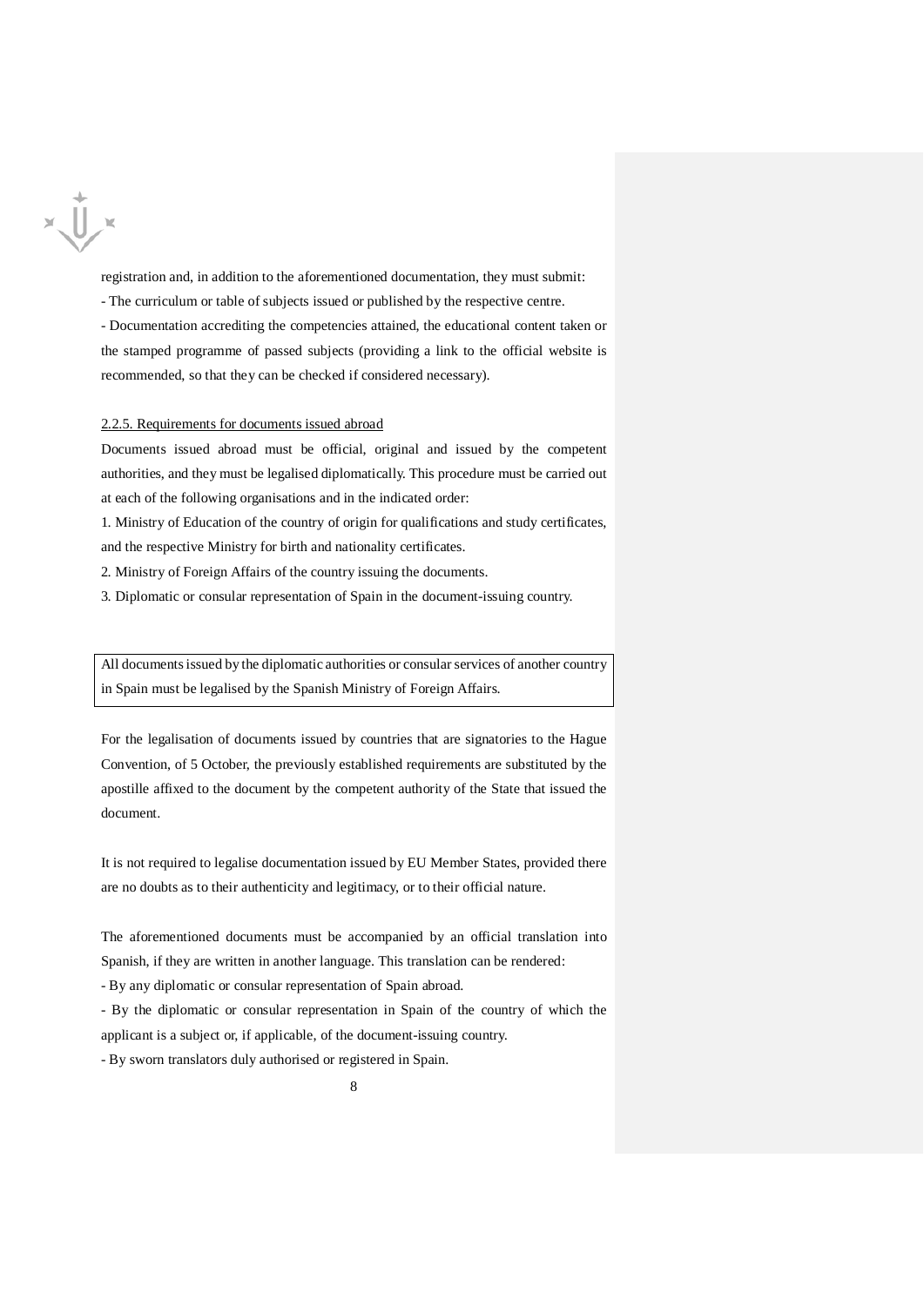registration and, in addition to the aforementioned documentation, they must submit:

- The curriculum or table of subjects issued or published by the respective centre.
- Documentation accrediting the competencies attained, the educational content taken or the stamped programme of passed subjects (providing a link to the official website is recommended, so that they can be checked if considered necessary).

2.2.5. Requirements for documents issued abroad

Documents issued abroad must be official, original and issued by the competent authorities, and they must be legalised diplomatically. This procedure must be carried out at each of the following organisations and in the indicated order:

1. Ministry of Education of the country of origin for qualifications and study certificates, and the respective Ministry for birth and nationality certificates.
2. Ministry of Foreign Affairs of the country issuing the documents.
3. Diplomatic or consular representation of Spain in the document-issuing country.

| All documents issued by the diplomatic authorities or consular services of another country in Spain must be legalised by the Spanish Ministry of Foreign Affairs. |
|---|

For the legalisation of documents issued by countries that are signatories to the Hague Convention, of 5 October, the previously established requirements are substituted by the apostille affixed to the document by the competent authority of the State that issued the document.

It is not required to legalise documentation issued by EU Member States, provided there are no doubts as to their authenticity and legitimacy, or to their official nature.

The aforementioned documents must be accompanied by an official translation into Spanish, if they are written in another language. This translation can be rendered:

- By any diplomatic or consular representation of Spain abroad.
- By the diplomatic or consular representation in Spain of the country of which the applicant is a subject or, if applicable, of the document-issuing country.
- By sworn translators duly authorised or registered in Spain.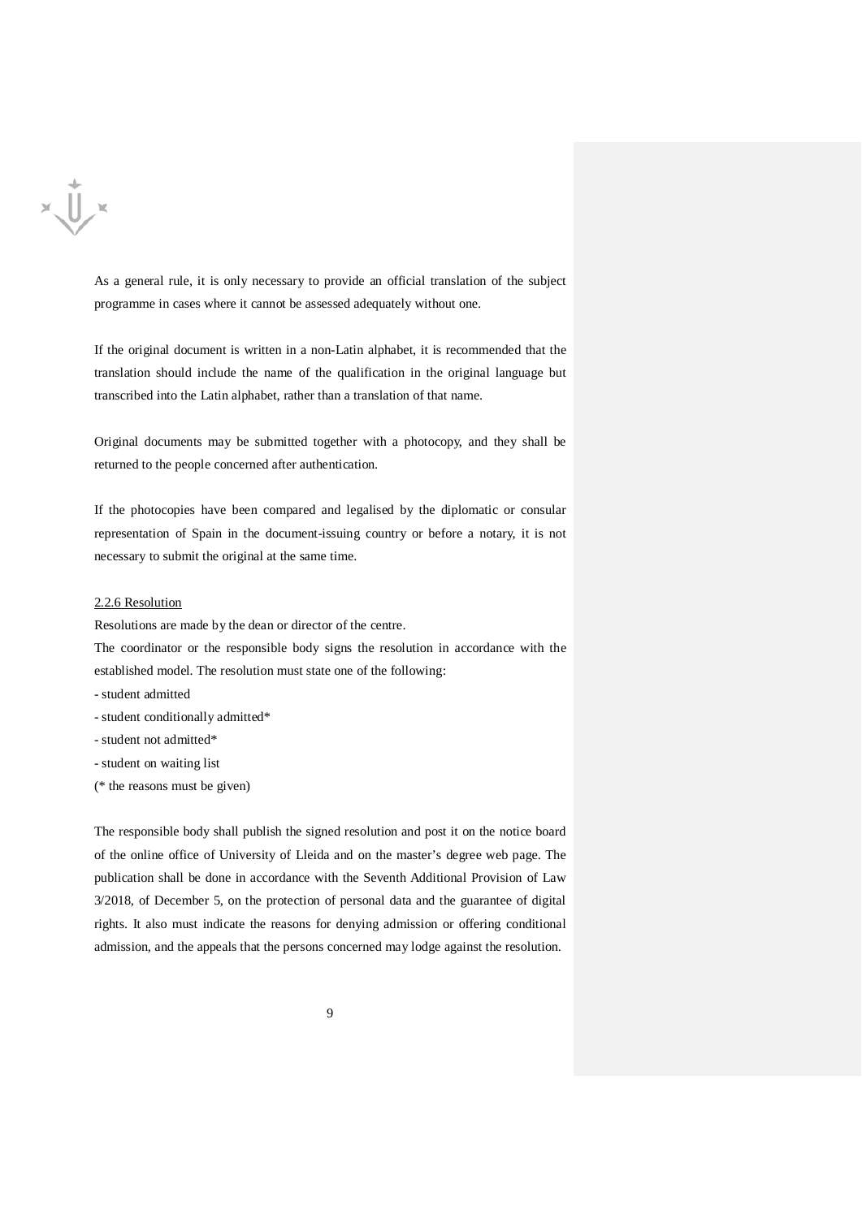As a general rule, it is only necessary to provide an official translation of the subject programme in cases where it cannot be assessed adequately without one.

If the original document is written in a non-Latin alphabet, it is recommended that the translation should include the name of the qualification in the original language but transcribed into the Latin alphabet, rather than a translation of that name.

Original documents may be submitted together with a photocopy, and they shall be returned to the people concerned after authentication.

If the photocopies have been compared and legalised by the diplomatic or consular representation of Spain in the document-issuing country or before a notary, it is not necessary to submit the original at the same time.

2.2.6 Resolution

Resolutions are made by the dean or director of the centre.

The coordinator or the responsible body signs the resolution in accordance with the established model. The resolution must state one of the following:

- student admitted
- student conditionally admitted*
- student not admitted*
- student on waiting list

(* the reasons must be given)

The responsible body shall publish the signed resolution and post it on the notice board of the online office of University of Lleida and on the master's degree web page. The publication shall be done in accordance with the Seventh Additional Provision of Law 3/2018, of December 5, on the protection of personal data and the guarantee of digital rights. It also must indicate the reasons for denying admission or offering conditional admission, and the appeals that the persons concerned may lodge against the resolution.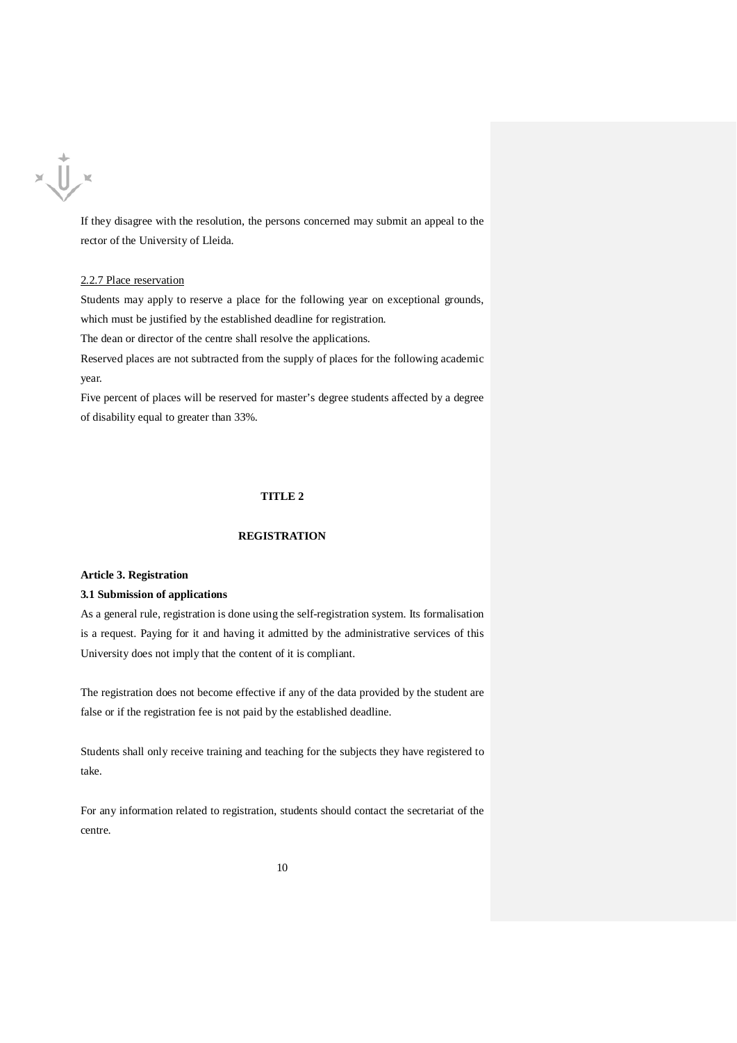If they disagree with the resolution, the persons concerned may submit an appeal to the rector of the University of Lleida.

2.2.7 Place reservation

Students may apply to reserve a place for the following year on exceptional grounds, which must be justified by the established deadline for registration.

The dean or director of the centre shall resolve the applications.

Reserved places are not subtracted from the supply of places for the following academic year.

Five percent of places will be reserved for master's degree students affected by a degree of disability equal to greater than 33%.

# TITLE 2

# REGISTRATION

**Article 3. Registration**

**3.1 Submission of applications**

As a general rule, registration is done using the self-registration system. Its formalisation is a request. Paying for it and having it admitted by the administrative services of this University does not imply that the content of it is compliant.

The registration does not become effective if any of the data provided by the student are false or if the registration fee is not paid by the established deadline.

Students shall only receive training and teaching for the subjects they have registered to take.

For any information related to registration, students should contact the secretariat of the centre.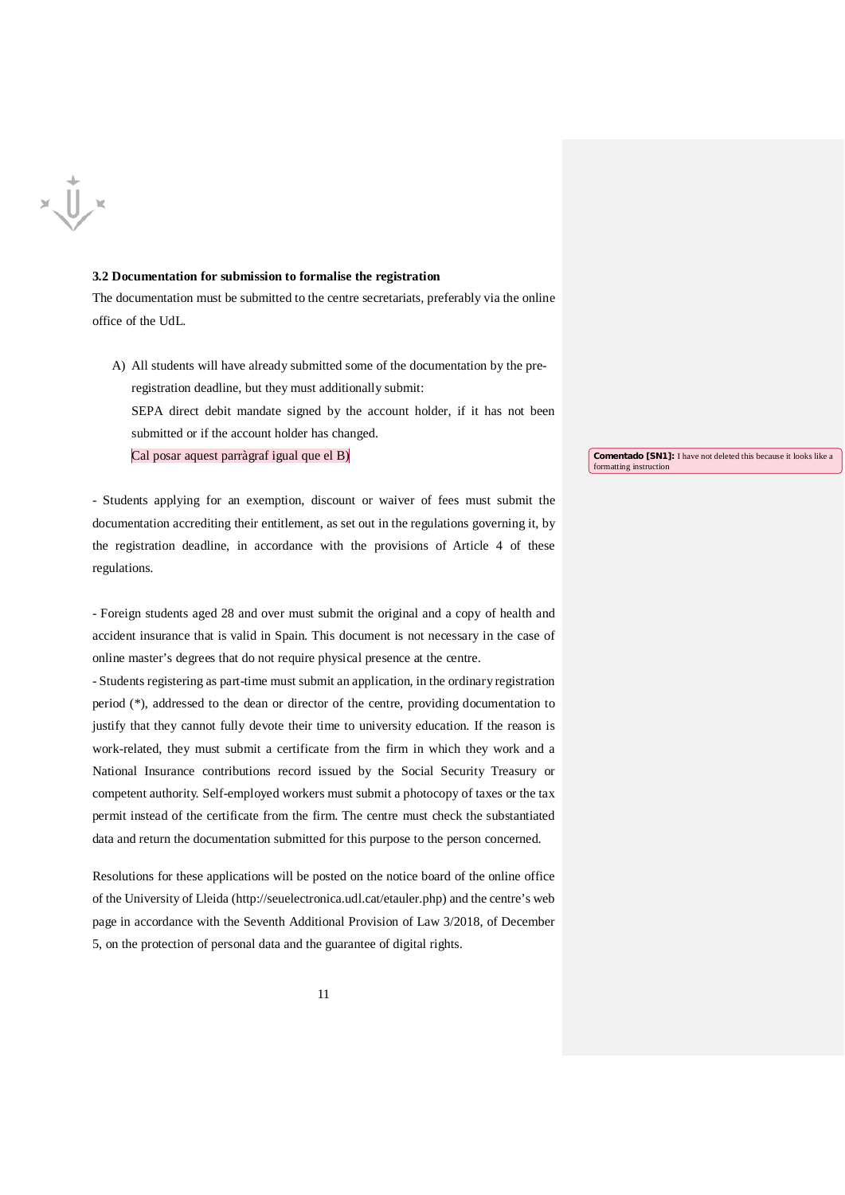### 3.2 Documentation for submission to formalise the registration

The documentation must be submitted to the centre secretariats, preferably via the online office of the UdL.

A) All students will have already submitted some of the documentation by the pre-registration deadline, but they must additionally submit:

SEPA direct debit mandate signed by the account holder, if it has not been submitted or if the account holder has changed.

Cal posar aquest parràgraf igual que el B)

**Comentado [SN1]:** I have not deleted this because it looks like a formatting instruction

- Students applying for an exemption, discount or waiver of fees must submit the documentation accrediting their entitlement, as set out in the regulations governing it, by the registration deadline, in accordance with the provisions of Article 4 of these regulations.

- Foreign students aged 28 and over must submit the original and a copy of health and accident insurance that is valid in Spain. This document is not necessary in the case of online master's degrees that do not require physical presence at the centre.

- Students registering as part-time must submit an application, in the ordinary registration period (*), addressed to the dean or director of the centre, providing documentation to justify that they cannot fully devote their time to university education. If the reason is work-related, they must submit a certificate from the firm in which they work and a National Insurance contributions record issued by the Social Security Treasury or competent authority. Self-employed workers must submit a photocopy of taxes or the tax permit instead of the certificate from the firm. The centre must check the substantiated data and return the documentation submitted for this purpose to the person concerned.

Resolutions for these applications will be posted on the notice board of the online office of the University of Lleida (http://seuelectronica.udl.cat/etauler.php) and the centre's web page in accordance with the Seventh Additional Provision of Law 3/2018, of December 5, on the protection of personal data and the guarantee of digital rights.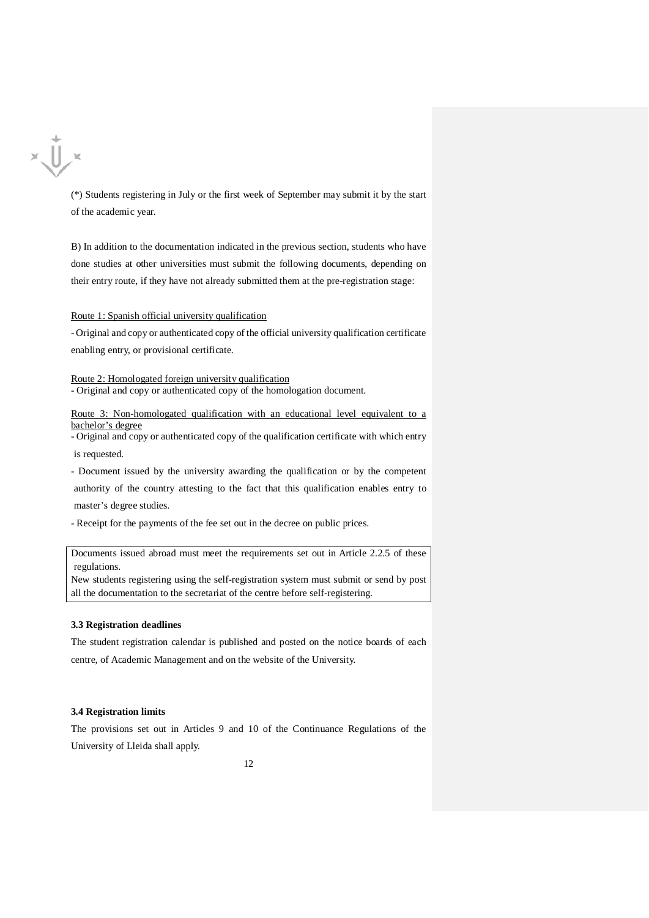(*) Students registering in July or the first week of September may submit it by the start of the academic year.

B) In addition to the documentation indicated in the previous section, students who have done studies at other universities must submit the following documents, depending on their entry route, if they have not already submitted them at the pre-registration stage:

Route 1: Spanish official university qualification

- Original and copy or authenticated copy of the official university qualification certificate enabling entry, or provisional certificate.

Route 2: Homologated foreign university qualification

- Original and copy or authenticated copy of the homologation document.

Route 3: Non-homologated qualification with an educational level equivalent to a bachelor's degree

- Original and copy or authenticated copy of the qualification certificate with which entry is requested.
- Document issued by the university awarding the qualification or by the competent authority of the country attesting to the fact that this qualification enables entry to master's degree studies.
- Receipt for the payments of the fee set out in the decree on public prices.

Documents issued abroad must meet the requirements set out in Article 2.2.5 of these regulations.
New students registering using the self-registration system must submit or send by post all the documentation to the secretariat of the centre before self-registering.

**3.3 Registration deadlines**

The student registration calendar is published and posted on the notice boards of each centre, of Academic Management and on the website of the University.

**3.4 Registration limits**

The provisions set out in Articles 9 and 10 of the Continuance Regulations of the University of Lleida shall apply.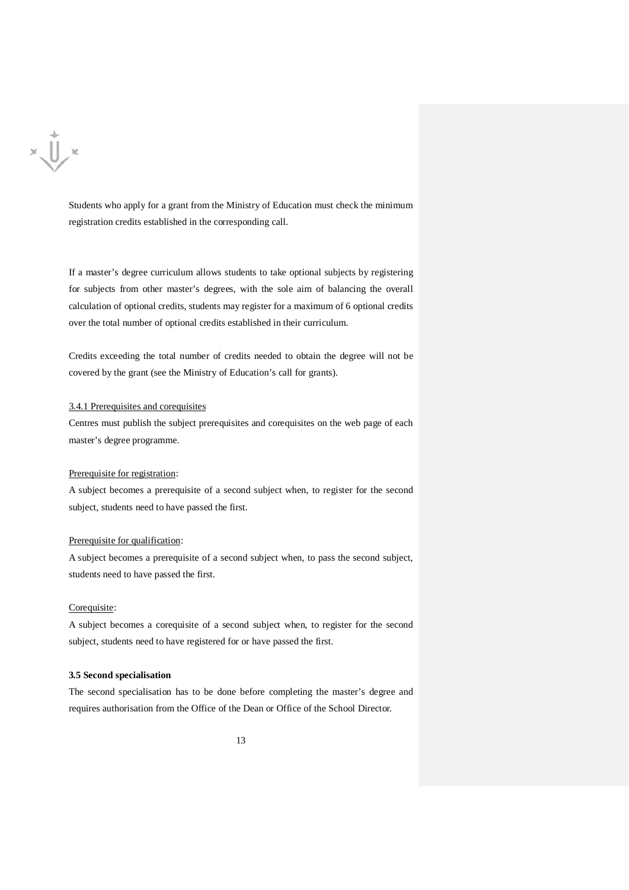Students who apply for a grant from the Ministry of Education must check the minimum registration credits established in the corresponding call.

If a master's degree curriculum allows students to take optional subjects by registering for subjects from other master's degrees, with the sole aim of balancing the overall calculation of optional credits, students may register for a maximum of 6 optional credits over the total number of optional credits established in their curriculum.

Credits exceeding the total number of credits needed to obtain the degree will not be covered by the grant (see the Ministry of Education's call for grants).

### 3.4.1 Prerequisites and corequisites

Centres must publish the subject prerequisites and corequisites on the web page of each master's degree programme.

Prerequisite for registration:

A subject becomes a prerequisite of a second subject when, to register for the second subject, students need to have passed the first.

Prerequisite for qualification:

A subject becomes a prerequisite of a second subject when, to pass the second subject, students need to have passed the first.

Corequisite:

A subject becomes a corequisite of a second subject when, to register for the second subject, students need to have registered for or have passed the first.

## 3.5 Second specialisation

The second specialisation has to be done before completing the master's degree and requires authorisation from the Office of the Dean or Office of the School Director.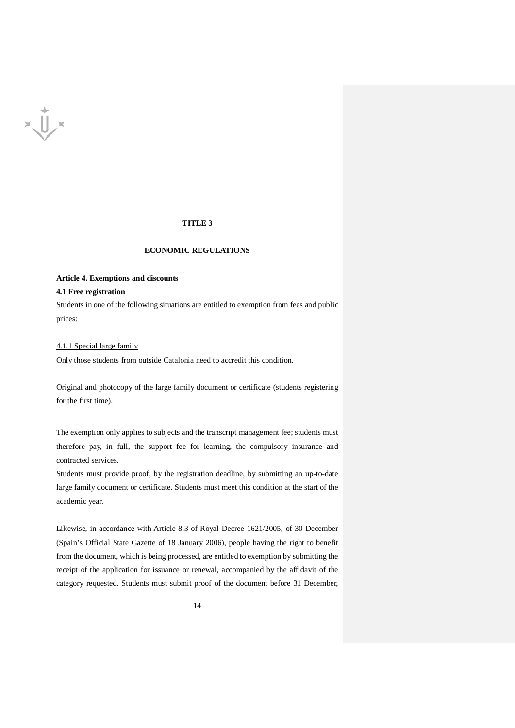# TITLE 3

## ECONOMIC REGULATIONS

### Article 4. Exemptions and discounts

#### 4.1 Free registration

Students in one of the following situations are entitled to exemption from fees and public prices:

4.1.1 Special large family

Only those students from outside Catalonia need to accredit this condition.

Original and photocopy of the large family document or certificate (students registering for the first time).

The exemption only applies to subjects and the transcript management fee; students must therefore pay, in full, the support fee for learning, the compulsory insurance and contracted services.

Students must provide proof, by the registration deadline, by submitting an up-to-date large family document or certificate. Students must meet this condition at the start of the academic year.

Likewise, in accordance with Article 8.3 of Royal Decree 1621/2005, of 30 December (Spain's Official State Gazette of 18 January 2006), people having the right to benefit from the document, which is being processed, are entitled to exemption by submitting the receipt of the application for issuance or renewal, accompanied by the affidavit of the category requested. Students must submit proof of the document before 31 December,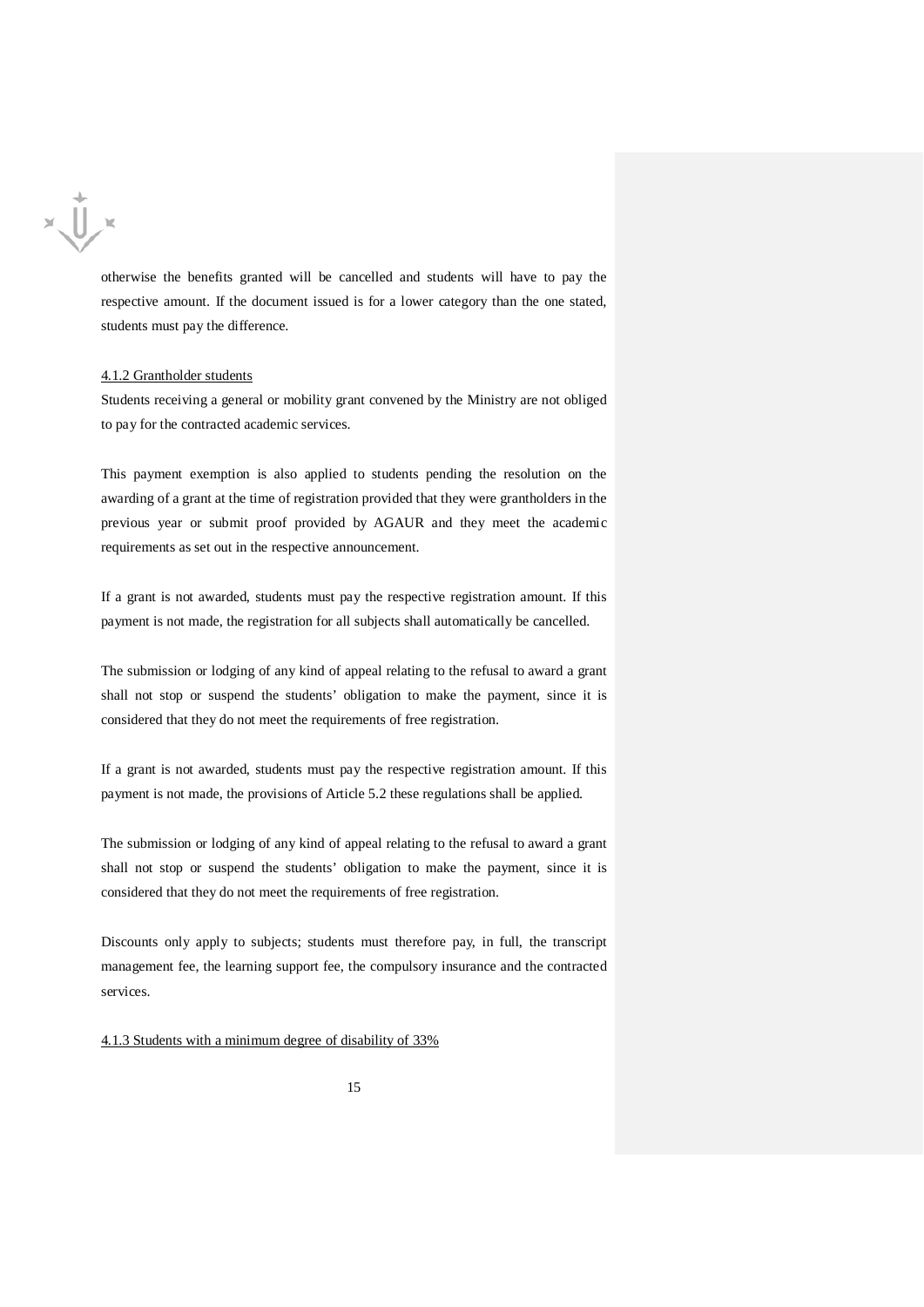otherwise the benefits granted will be cancelled and students will have to pay the respective amount. If the document issued is for a lower category than the one stated, students must pay the difference.

4.1.2 Grantholder students

Students receiving a general or mobility grant convened by the Ministry are not obliged to pay for the contracted academic services.

This payment exemption is also applied to students pending the resolution on the awarding of a grant at the time of registration provided that they were grantholders in the previous year or submit proof provided by AGAUR and they meet the academic requirements as set out in the respective announcement.

If a grant is not awarded, students must pay the respective registration amount. If this payment is not made, the registration for all subjects shall automatically be cancelled.

The submission or lodging of any kind of appeal relating to the refusal to award a grant shall not stop or suspend the students' obligation to make the payment, since it is considered that they do not meet the requirements of free registration.

If a grant is not awarded, students must pay the respective registration amount. If this payment is not made, the provisions of Article 5.2 these regulations shall be applied.

The submission or lodging of any kind of appeal relating to the refusal to award a grant shall not stop or suspend the students' obligation to make the payment, since it is considered that they do not meet the requirements of free registration.

Discounts only apply to subjects; students must therefore pay, in full, the transcript management fee, the learning support fee, the compulsory insurance and the contracted services.

4.1.3 Students with a minimum degree of disability of 33%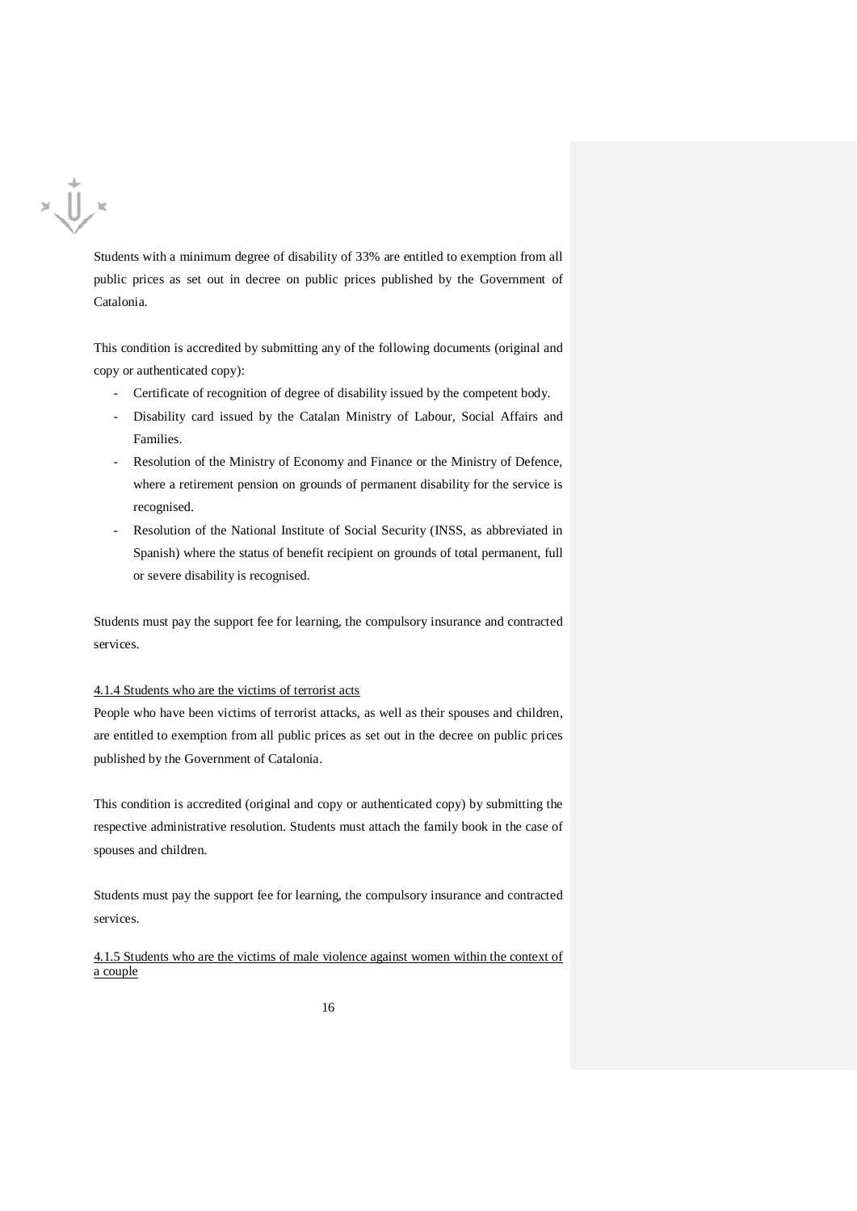Students with a minimum degree of disability of 33% are entitled to exemption from all public prices as set out in decree on public prices published by the Government of Catalonia.

This condition is accredited by submitting any of the following documents (original and copy or authenticated copy):

- Certificate of recognition of degree of disability issued by the competent body.
- Disability card issued by the Catalan Ministry of Labour, Social Affairs and Families.
- Resolution of the Ministry of Economy and Finance or the Ministry of Defence, where a retirement pension on grounds of permanent disability for the service is recognised.
- Resolution of the National Institute of Social Security (INSS, as abbreviated in Spanish) where the status of benefit recipient on grounds of total permanent, full or severe disability is recognised.

Students must pay the support fee for learning, the compulsory insurance and contracted services.

<u>4.1.4 Students who are the victims of terrorist acts</u>

People who have been victims of terrorist attacks, as well as their spouses and children, are entitled to exemption from all public prices as set out in the decree on public prices published by the Government of Catalonia.

This condition is accredited (original and copy or authenticated copy) by submitting the respective administrative resolution. Students must attach the family book in the case of spouses and children.

Students must pay the support fee for learning, the compulsory insurance and contracted services.

<u>4.1.5 Students who are the victims of male violence against women within the context of a couple</u>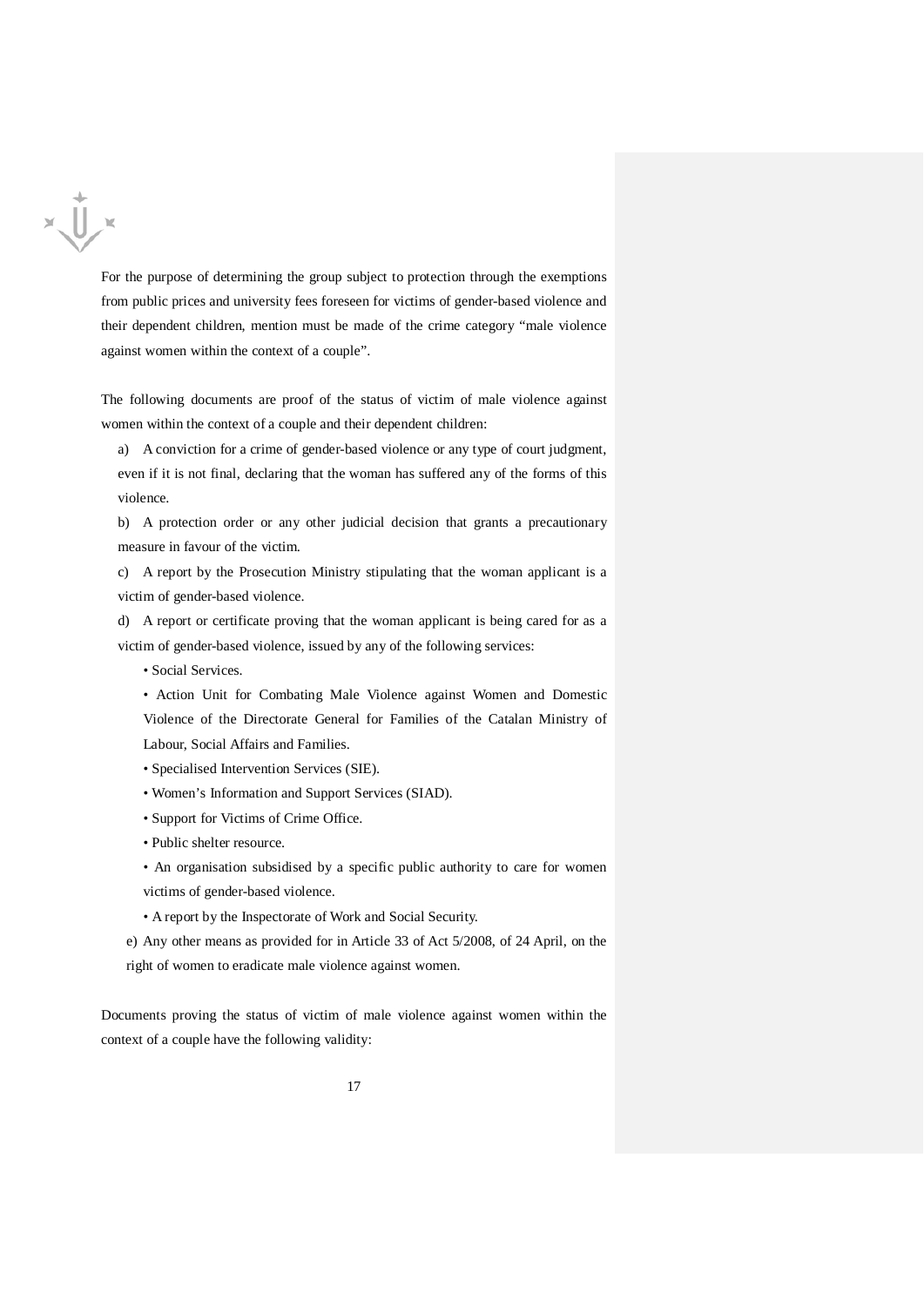For the purpose of determining the group subject to protection through the exemptions from public prices and university fees foreseen for victims of gender-based violence and their dependent children, mention must be made of the crime category "male violence against women within the context of a couple".

The following documents are proof of the status of victim of male violence against women within the context of a couple and their dependent children:

a) A conviction for a crime of gender-based violence or any type of court judgment, even if it is not final, declaring that the woman has suffered any of the forms of this violence.

b) A protection order or any other judicial decision that grants a precautionary measure in favour of the victim.

c) A report by the Prosecution Ministry stipulating that the woman applicant is a victim of gender-based violence.

d) A report or certificate proving that the woman applicant is being cared for as a victim of gender-based violence, issued by any of the following services:

- Social Services.
- Action Unit for Combating Male Violence against Women and Domestic Violence of the Directorate General for Families of the Catalan Ministry of Labour, Social Affairs and Families.
- Specialised Intervention Services (SIE).
- Women's Information and Support Services (SIAD).
- Support for Victims of Crime Office.
- Public shelter resource.
- An organisation subsidised by a specific public authority to care for women victims of gender-based violence.
- A report by the Inspectorate of Work and Social Security.

e) Any other means as provided for in Article 33 of Act 5/2008, of 24 April, on the right of women to eradicate male violence against women.

Documents proving the status of victim of male violence against women within the context of a couple have the following validity: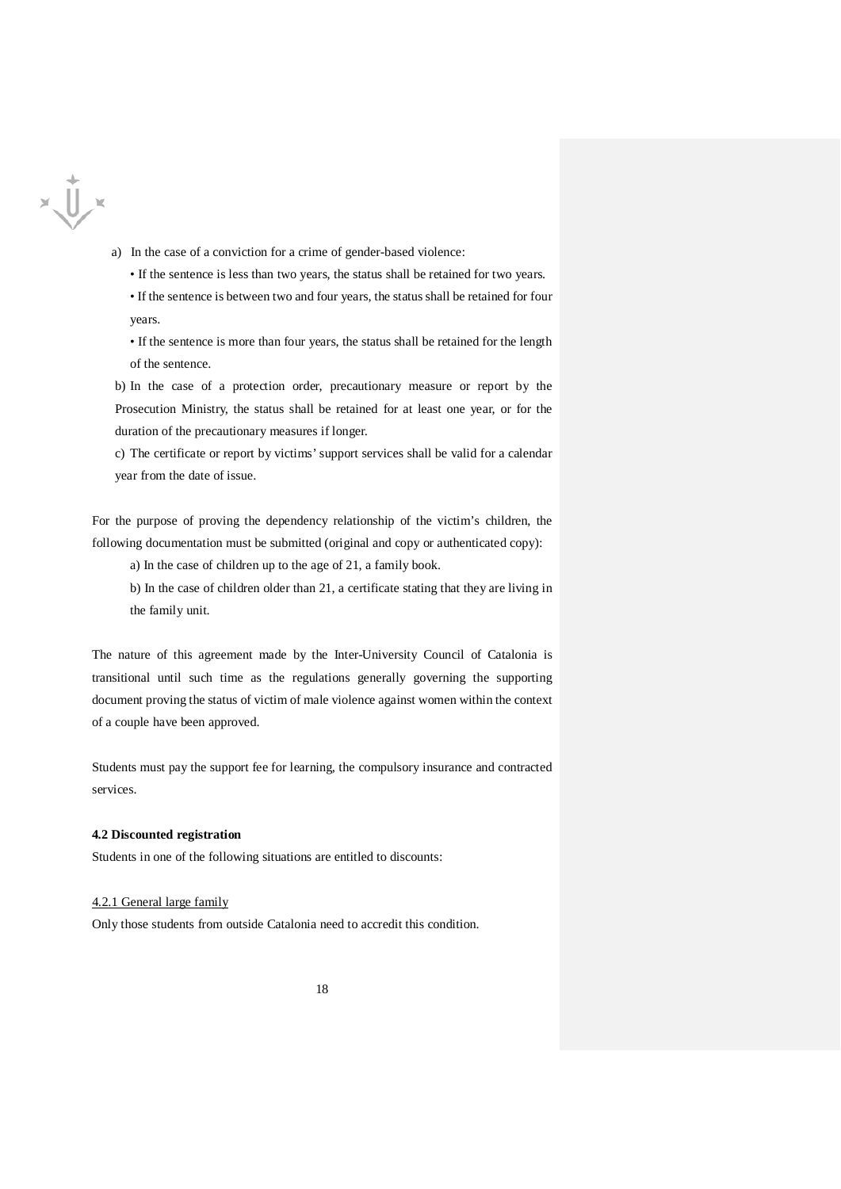a) In the case of a conviction for a crime of gender-based violence:

- If the sentence is less than two years, the status shall be retained for two years.
- If the sentence is between two and four years, the status shall be retained for four years.
- If the sentence is more than four years, the status shall be retained for the length of the sentence.

b) In the case of a protection order, precautionary measure or report by the Prosecution Ministry, the status shall be retained for at least one year, or for the duration of the precautionary measures if longer.

c) The certificate or report by victims' support services shall be valid for a calendar year from the date of issue.

For the purpose of proving the dependency relationship of the victim's children, the following documentation must be submitted (original and copy or authenticated copy):

a) In the case of children up to the age of 21, a family book.

b) In the case of children older than 21, a certificate stating that they are living in the family unit.

The nature of this agreement made by the Inter-University Council of Catalonia is transitional until such time as the regulations generally governing the supporting document proving the status of victim of male violence against women within the context of a couple have been approved.

Students must pay the support fee for learning, the compulsory insurance and contracted services.

**4.2 Discounted registration**

Students in one of the following situations are entitled to discounts:

<u>4.2.1 General large family</u>

Only those students from outside Catalonia need to accredit this condition.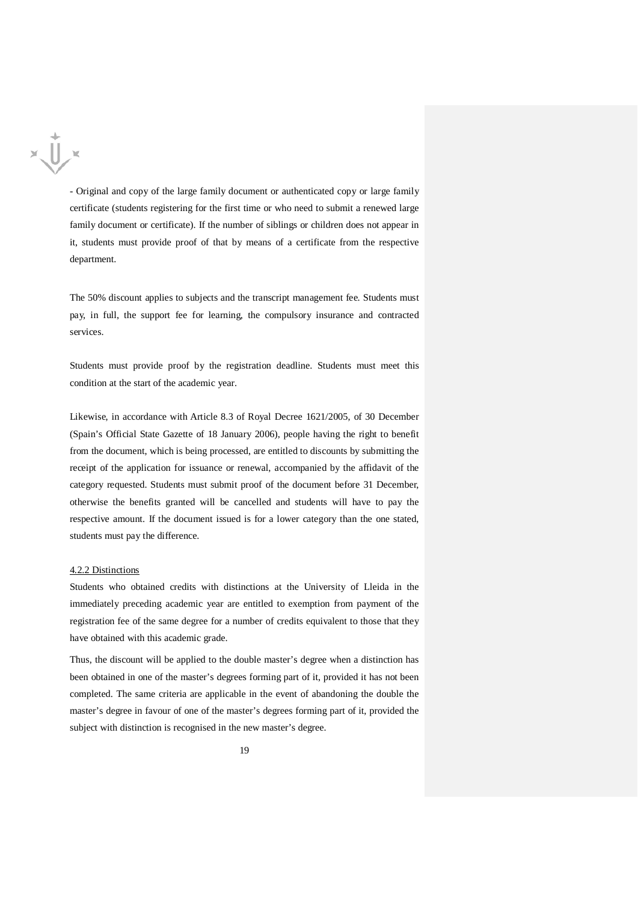- Original and copy of the large family document or authenticated copy or large family certificate (students registering for the first time or who need to submit a renewed large family document or certificate). If the number of siblings or children does not appear in it, students must provide proof of that by means of a certificate from the respective department.

The 50% discount applies to subjects and the transcript management fee. Students must pay, in full, the support fee for learning, the compulsory insurance and contracted services.

Students must provide proof by the registration deadline. Students must meet this condition at the start of the academic year.

Likewise, in accordance with Article 8.3 of Royal Decree 1621/2005, of 30 December (Spain's Official State Gazette of 18 January 2006), people having the right to benefit from the document, which is being processed, are entitled to discounts by submitting the receipt of the application for issuance or renewal, accompanied by the affidavit of the category requested. Students must submit proof of the document before 31 December, otherwise the benefits granted will be cancelled and students will have to pay the respective amount. If the document issued is for a lower category than the one stated, students must pay the difference.

#### 4.2.2 Distinctions

Students who obtained credits with distinctions at the University of Lleida in the immediately preceding academic year are entitled to exemption from payment of the registration fee of the same degree for a number of credits equivalent to those that they have obtained with this academic grade.

Thus, the discount will be applied to the double master's degree when a distinction has been obtained in one of the master's degrees forming part of it, provided it has not been completed. The same criteria are applicable in the event of abandoning the double the master's degree in favour of one of the master's degrees forming part of it, provided the subject with distinction is recognised in the new master's degree.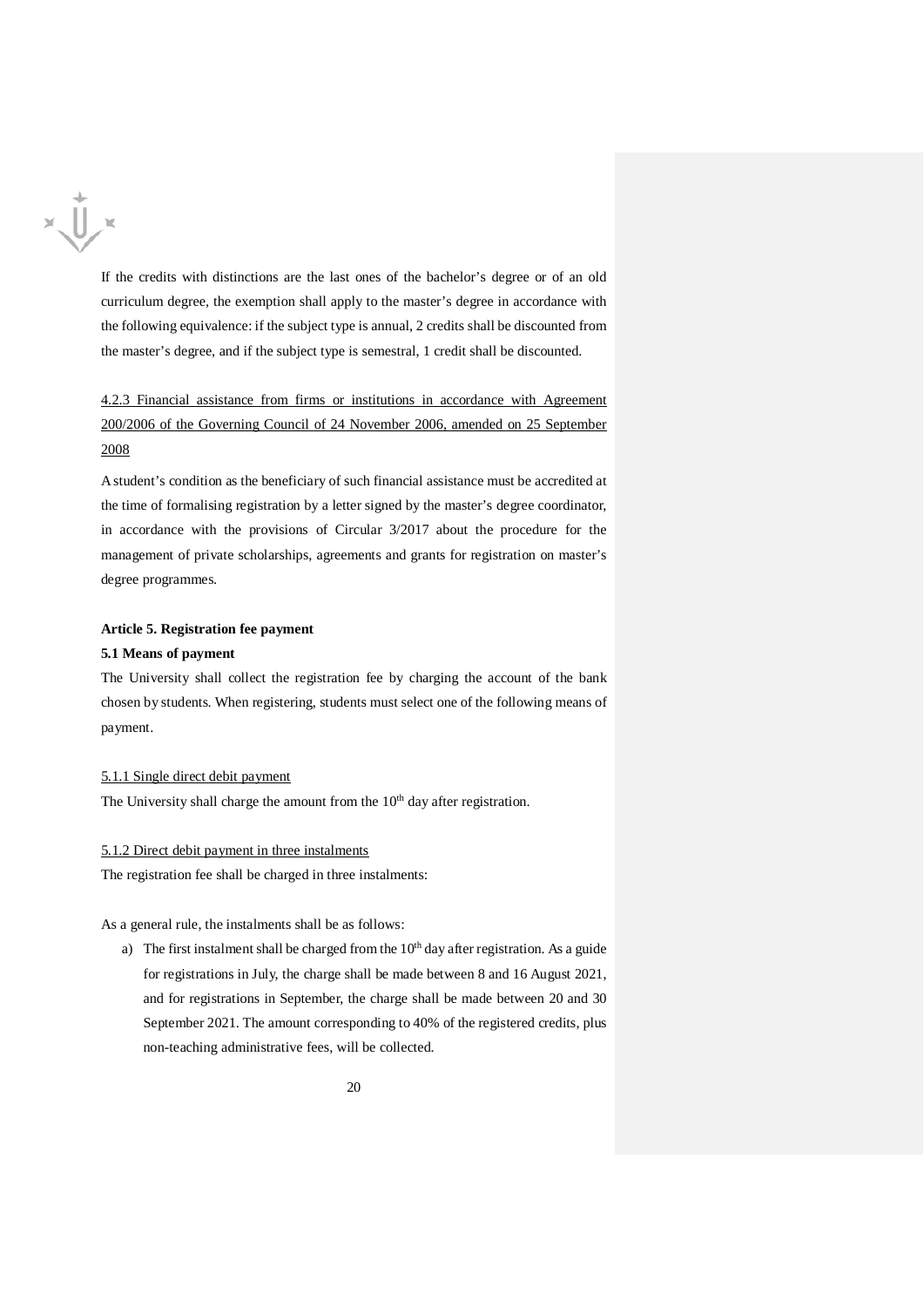If the credits with distinctions are the last ones of the bachelor's degree or of an old curriculum degree, the exemption shall apply to the master's degree in accordance with the following equivalence: if the subject type is annual, 2 credits shall be discounted from the master's degree, and if the subject type is semestral, 1 credit shall be discounted.

4.2.3 Financial assistance from firms or institutions in accordance with Agreement 200/2006 of the Governing Council of 24 November 2006, amended on 25 September 2008

A student's condition as the beneficiary of such financial assistance must be accredited at the time of formalising registration by a letter signed by the master's degree coordinator, in accordance with the provisions of Circular 3/2017 about the procedure for the management of private scholarships, agreements and grants for registration on master's degree programmes.

**Article 5. Registration fee payment**

**5.1 Means of payment**

The University shall collect the registration fee by charging the account of the bank chosen by students. When registering, students must select one of the following means of payment.

5.1.1 Single direct debit payment

The University shall charge the amount from the 10th day after registration.

5.1.2 Direct debit payment in three instalments

The registration fee shall be charged in three instalments:

As a general rule, the instalments shall be as follows:

a) The first instalment shall be charged from the 10th day after registration. As a guide for registrations in July, the charge shall be made between 8 and 16 August 2021, and for registrations in September, the charge shall be made between 20 and 30 September 2021. The amount corresponding to 40% of the registered credits, plus non-teaching administrative fees, will be collected.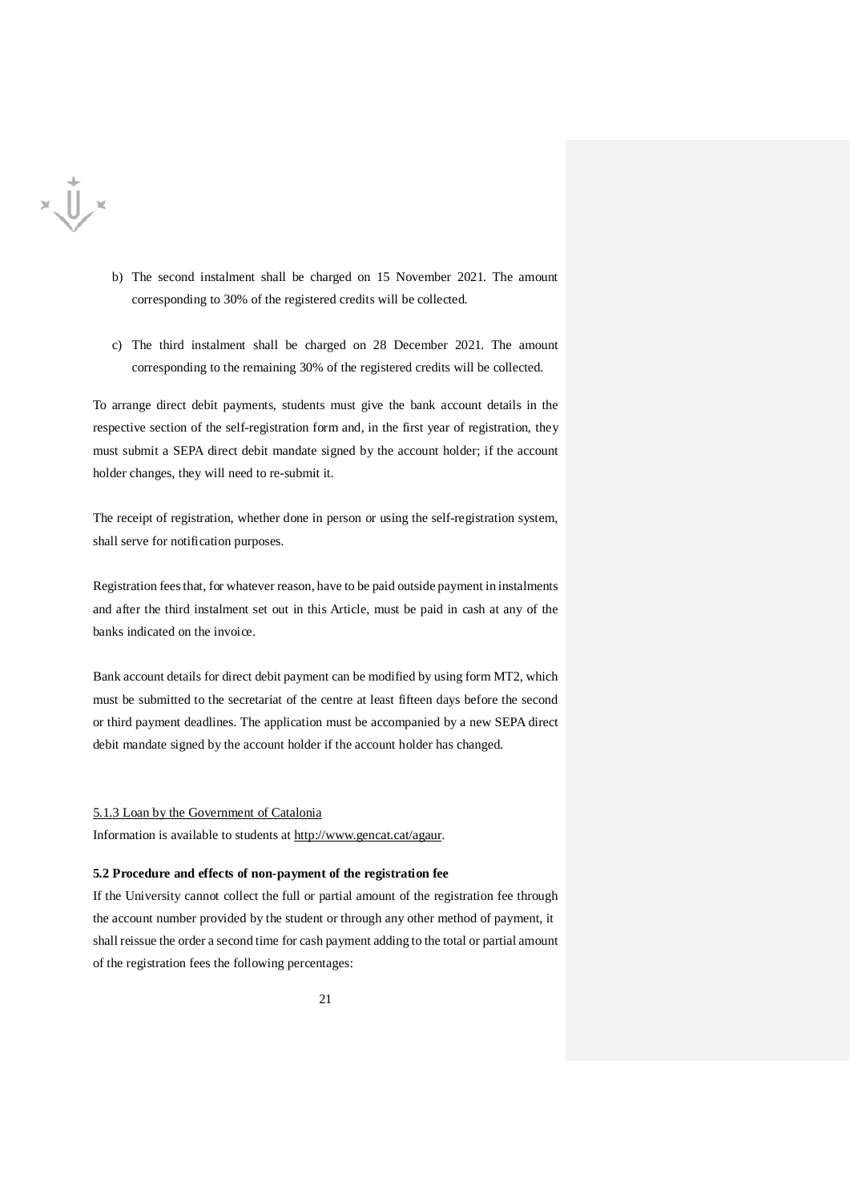b) The second instalment shall be charged on 15 November 2021. The amount corresponding to 30% of the registered credits will be collected.

c) The third instalment shall be charged on 28 December 2021. The amount corresponding to the remaining 30% of the registered credits will be collected.

To arrange direct debit payments, students must give the bank account details in the respective section of the self-registration form and, in the first year of registration, they must submit a SEPA direct debit mandate signed by the account holder; if the account holder changes, they will need to re-submit it.

The receipt of registration, whether done in person or using the self-registration system, shall serve for notification purposes.

Registration fees that, for whatever reason, have to be paid outside payment in instalments and after the third instalment set out in this Article, must be paid in cash at any of the banks indicated on the invoice.

Bank account details for direct debit payment can be modified by using form MT2, which must be submitted to the secretariat of the centre at least fifteen days before the second or third payment deadlines. The application must be accompanied by a new SEPA direct debit mandate signed by the account holder if the account holder has changed.

5.1.3 Loan by the Government of Catalonia

Information is available to students at http://www.gencat.cat/agaur.

**5.2 Procedure and effects of non-payment of the registration fee**

If the University cannot collect the full or partial amount of the registration fee through the account number provided by the student or through any other method of payment, it shall reissue the order a second time for cash payment adding to the total or partial amount of the registration fees the following percentages: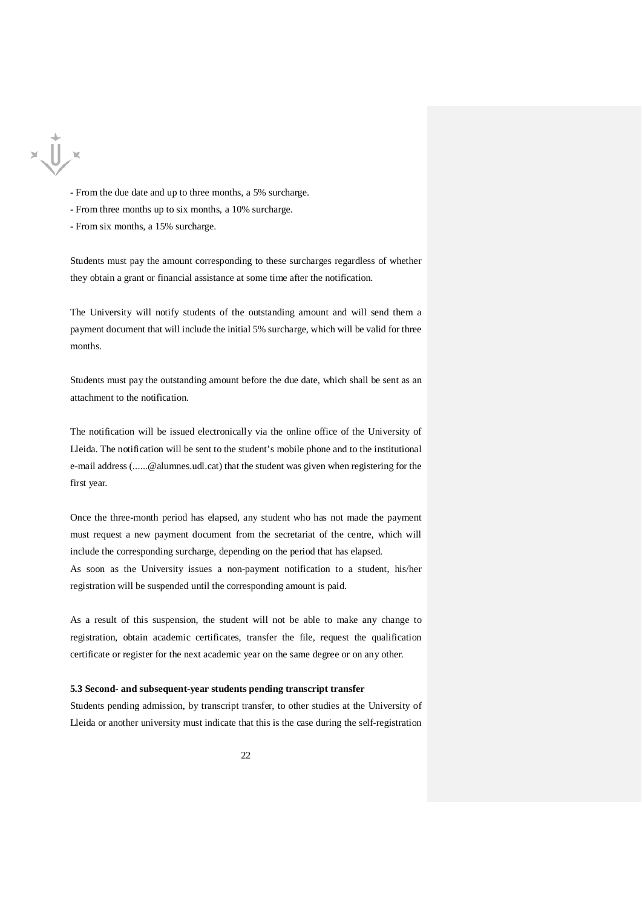- From the due date and up to three months, a 5% surcharge.
- From three months up to six months, a 10% surcharge.
- From six months, a 15% surcharge.

Students must pay the amount corresponding to these surcharges regardless of whether they obtain a grant or financial assistance at some time after the notification.

The University will notify students of the outstanding amount and will send them a payment document that will include the initial 5% surcharge, which will be valid for three months.

Students must pay the outstanding amount before the due date, which shall be sent as an attachment to the notification.

The notification will be issued electronically via the online office of the University of Lleida. The notification will be sent to the student's mobile phone and to the institutional e-mail address (......@alumnes.udl.cat) that the student was given when registering for the first year.

Once the three-month period has elapsed, any student who has not made the payment must request a new payment document from the secretariat of the centre, which will include the corresponding surcharge, depending on the period that has elapsed.
As soon as the University issues a non-payment notification to a student, his/her registration will be suspended until the corresponding amount is paid.

As a result of this suspension, the student will not be able to make any change to registration, obtain academic certificates, transfer the file, request the qualification certificate or register for the next academic year on the same degree or on any other.

**5.3 Second- and subsequent-year students pending transcript transfer**

Students pending admission, by transcript transfer, to other studies at the University of Lleida or another university must indicate that this is the case during the self-registration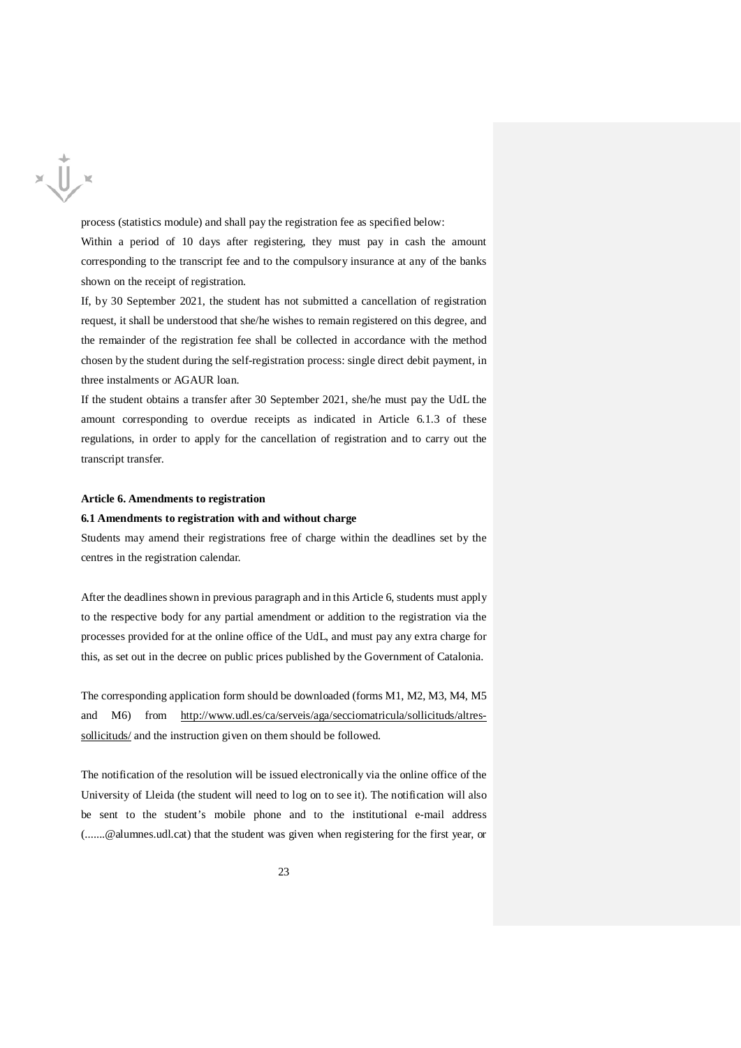process (statistics module) and shall pay the registration fee as specified below:

Within a period of 10 days after registering, they must pay in cash the amount corresponding to the transcript fee and to the compulsory insurance at any of the banks shown on the receipt of registration.

If, by 30 September 2021, the student has not submitted a cancellation of registration request, it shall be understood that she/he wishes to remain registered on this degree, and the remainder of the registration fee shall be collected in accordance with the method chosen by the student during the self-registration process: single direct debit payment, in three instalments or AGAUR loan.

If the student obtains a transfer after 30 September 2021, she/he must pay the UdL the amount corresponding to overdue receipts as indicated in Article 6.1.3 of these regulations, in order to apply for the cancellation of registration and to carry out the transcript transfer.

**Article 6. Amendments to registration**

**6.1 Amendments to registration with and without charge**

Students may amend their registrations free of charge within the deadlines set by the centres in the registration calendar.

After the deadlines shown in previous paragraph and in this Article 6, students must apply to the respective body for any partial amendment or addition to the registration via the processes provided for at the online office of the UdL, and must pay any extra charge for this, as set out in the decree on public prices published by the Government of Catalonia.

The corresponding application form should be downloaded (forms M1, M2, M3, M4, M5 and M6) from http://www.udl.es/ca/serveis/aga/secciomatricula/sollicituds/altres-sollicituds/ and the instruction given on them should be followed.

The notification of the resolution will be issued electronically via the online office of the University of Lleida (the student will need to log on to see it). The notification will also be sent to the student's mobile phone and to the institutional e-mail address (.......@alumnes.udl.cat) that the student was given when registering for the first year, or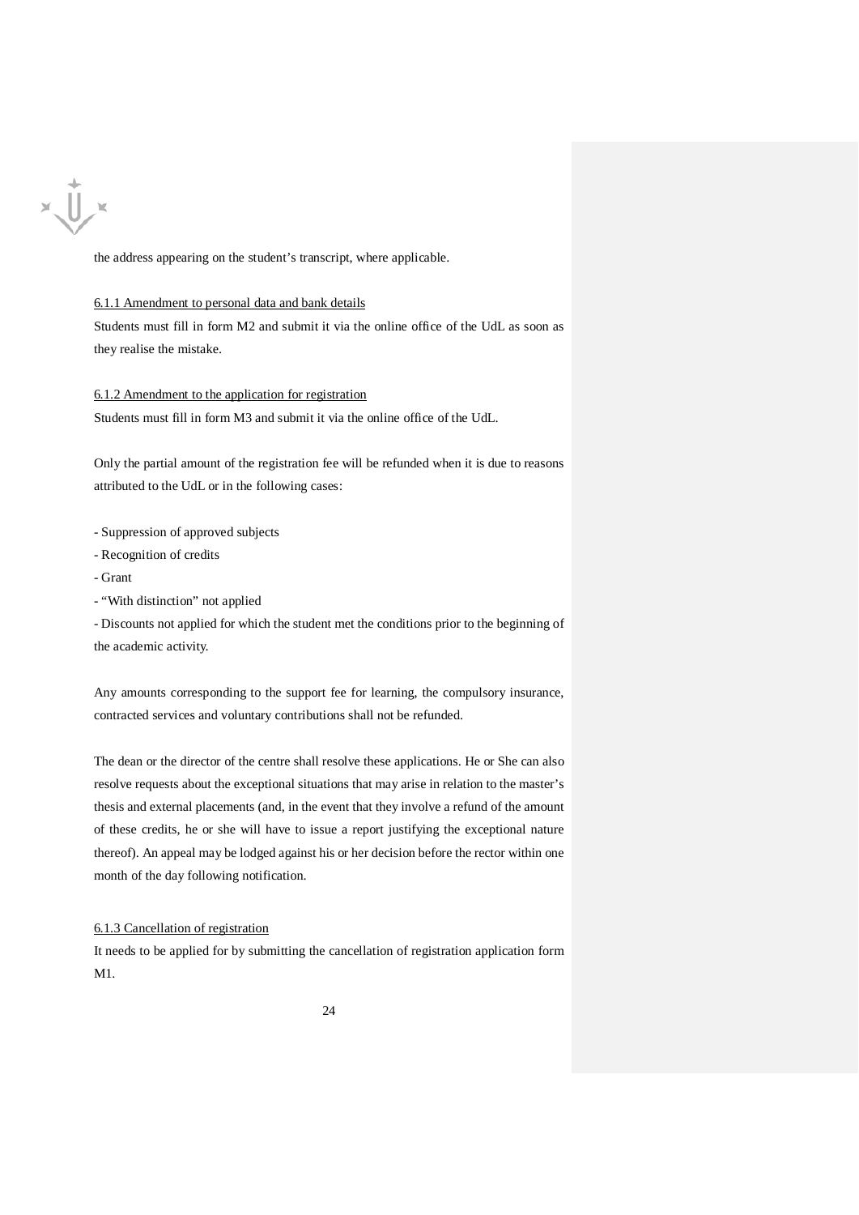the address appearing on the student's transcript, where applicable.

<u>6.1.1 Amendment to personal data and bank details</u>

Students must fill in form M2 and submit it via the online office of the UdL as soon as they realise the mistake.

<u>6.1.2 Amendment to the application for registration</u>

Students must fill in form M3 and submit it via the online office of the UdL.

Only the partial amount of the registration fee will be refunded when it is due to reasons attributed to the UdL or in the following cases:

- Suppression of approved subjects
- Recognition of credits
- Grant
- "With distinction" not applied
- Discounts not applied for which the student met the conditions prior to the beginning of the academic activity.

Any amounts corresponding to the support fee for learning, the compulsory insurance, contracted services and voluntary contributions shall not be refunded.

The dean or the director of the centre shall resolve these applications. He or She can also resolve requests about the exceptional situations that may arise in relation to the master's thesis and external placements (and, in the event that they involve a refund of the amount of these credits, he or she will have to issue a report justifying the exceptional nature thereof). An appeal may be lodged against his or her decision before the rector within one month of the day following notification.

<u>6.1.3 Cancellation of registration</u>

It needs to be applied for by submitting the cancellation of registration application form M1.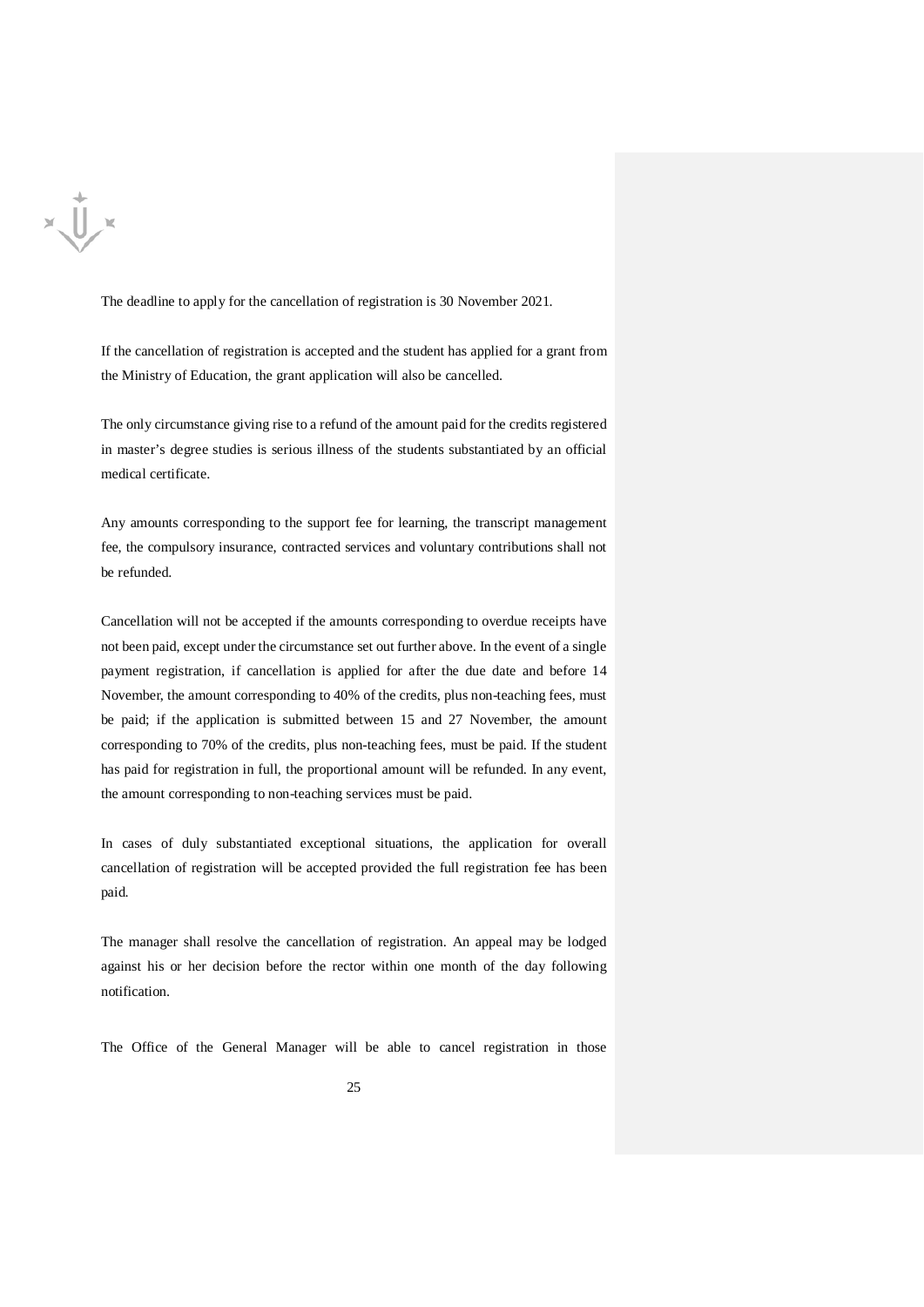The deadline to apply for the cancellation of registration is 30 November 2021.

If the cancellation of registration is accepted and the student has applied for a grant from the Ministry of Education, the grant application will also be cancelled.

The only circumstance giving rise to a refund of the amount paid for the credits registered in master's degree studies is serious illness of the students substantiated by an official medical certificate.

Any amounts corresponding to the support fee for learning, the transcript management fee, the compulsory insurance, contracted services and voluntary contributions shall not be refunded.

Cancellation will not be accepted if the amounts corresponding to overdue receipts have not been paid, except under the circumstance set out further above. In the event of a single payment registration, if cancellation is applied for after the due date and before 14 November, the amount corresponding to 40% of the credits, plus non-teaching fees, must be paid; if the application is submitted between 15 and 27 November, the amount corresponding to 70% of the credits, plus non-teaching fees, must be paid. If the student has paid for registration in full, the proportional amount will be refunded. In any event, the amount corresponding to non-teaching services must be paid.

In cases of duly substantiated exceptional situations, the application for overall cancellation of registration will be accepted provided the full registration fee has been paid.

The manager shall resolve the cancellation of registration. An appeal may be lodged against his or her decision before the rector within one month of the day following notification.

The Office of the General Manager will be able to cancel registration in those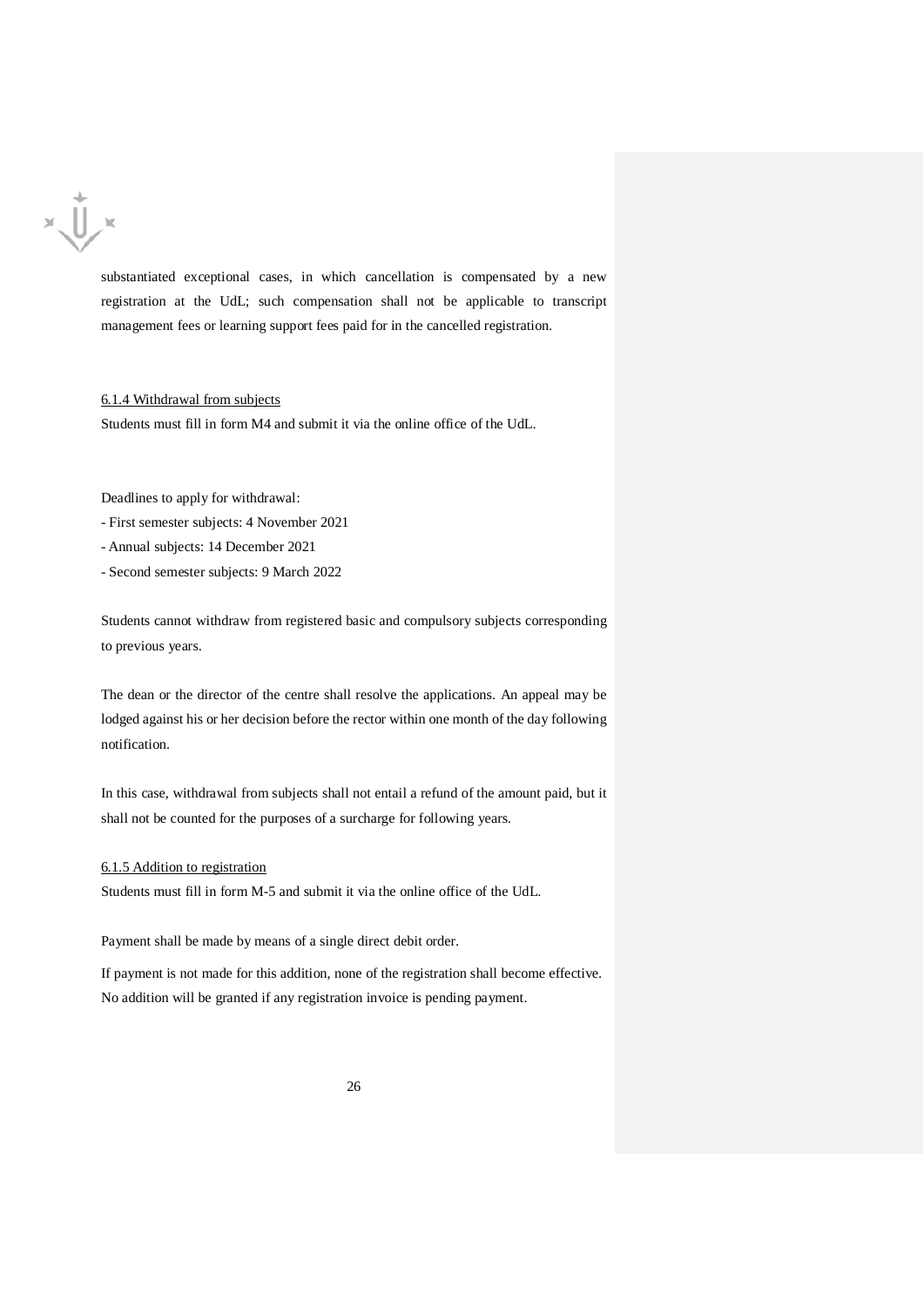substantiated exceptional cases, in which cancellation is compensated by a new registration at the UdL; such compensation shall not be applicable to transcript management fees or learning support fees paid for in the cancelled registration.

6.1.4 Withdrawal from subjects

Students must fill in form M4 and submit it via the online office of the UdL.

Deadlines to apply for withdrawal:

- First semester subjects: 4 November 2021
- Annual subjects: 14 December 2021
- Second semester subjects: 9 March 2022

Students cannot withdraw from registered basic and compulsory subjects corresponding to previous years.

The dean or the director of the centre shall resolve the applications. An appeal may be lodged against his or her decision before the rector within one month of the day following notification.

In this case, withdrawal from subjects shall not entail a refund of the amount paid, but it shall not be counted for the purposes of a surcharge for following years.

6.1.5 Addition to registration

Students must fill in form M-5 and submit it via the online office of the UdL.

Payment shall be made by means of a single direct debit order.

If payment is not made for this addition, none of the registration shall become effective. No addition will be granted if any registration invoice is pending payment.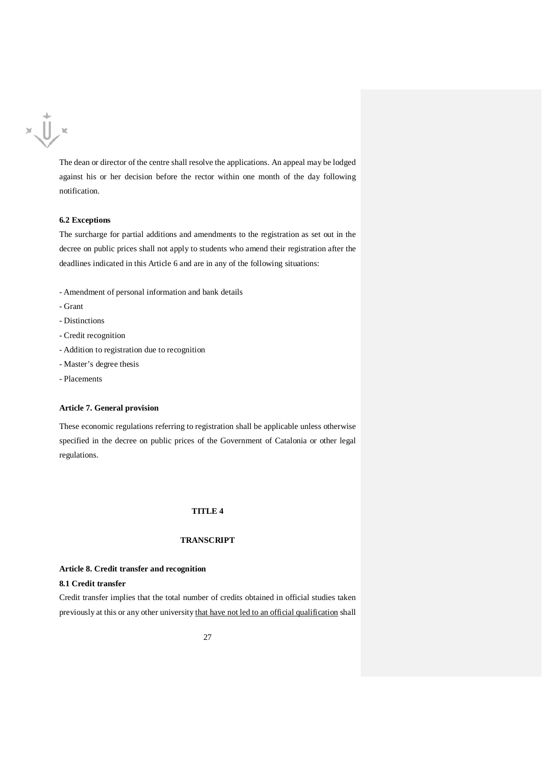The dean or director of the centre shall resolve the applications. An appeal may be lodged against his or her decision before the rector within one month of the day following notification.

**6.2 Exceptions**

The surcharge for partial additions and amendments to the registration as set out in the decree on public prices shall not apply to students who amend their registration after the deadlines indicated in this Article 6 and are in any of the following situations:

- Amendment of personal information and bank details
- Grant
- Distinctions
- Credit recognition
- Addition to registration due to recognition
- Master's degree thesis
- Placements

**Article 7. General provision**

These economic regulations referring to registration shall be applicable unless otherwise specified in the decree on public prices of the Government of Catalonia or other legal regulations.

## TITLE 4

## TRANSCRIPT

**Article 8. Credit transfer and recognition**

**8.1 Credit transfer**

Credit transfer implies that the total number of credits obtained in official studies taken previously at this or any other university <u>that have not led to an official qualification</u> shall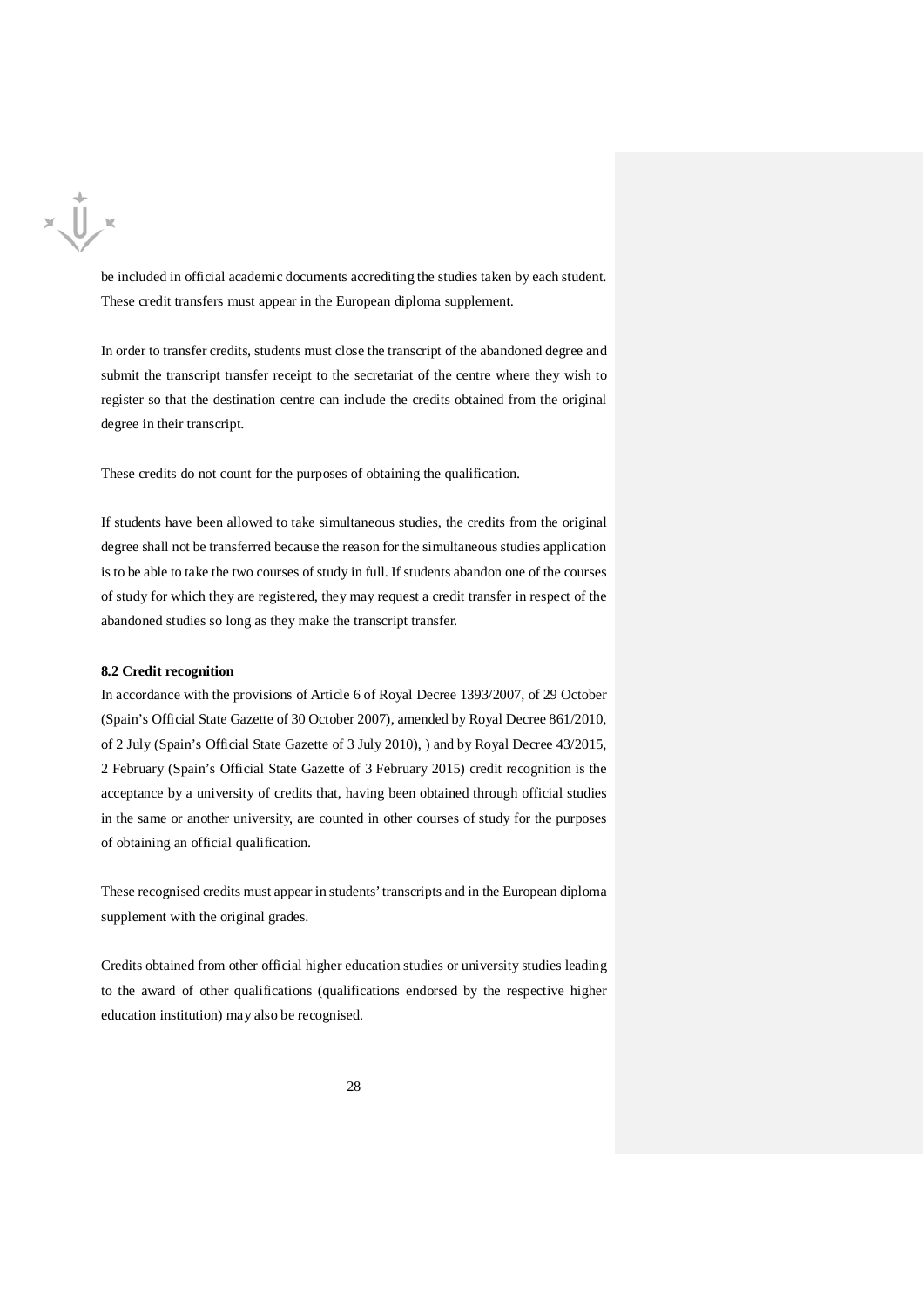be included in official academic documents accrediting the studies taken by each student. These credit transfers must appear in the European diploma supplement.

In order to transfer credits, students must close the transcript of the abandoned degree and submit the transcript transfer receipt to the secretariat of the centre where they wish to register so that the destination centre can include the credits obtained from the original degree in their transcript.

These credits do not count for the purposes of obtaining the qualification.

If students have been allowed to take simultaneous studies, the credits from the original degree shall not be transferred because the reason for the simultaneous studies application is to be able to take the two courses of study in full. If students abandon one of the courses of study for which they are registered, they may request a credit transfer in respect of the abandoned studies so long as they make the transcript transfer.

**8.2 Credit recognition**

In accordance with the provisions of Article 6 of Royal Decree 1393/2007, of 29 October (Spain's Official State Gazette of 30 October 2007), amended by Royal Decree 861/2010, of 2 July (Spain's Official State Gazette of 3 July 2010), ) and by Royal Decree 43/2015, 2 February (Spain's Official State Gazette of 3 February 2015) credit recognition is the acceptance by a university of credits that, having been obtained through official studies in the same or another university, are counted in other courses of study for the purposes of obtaining an official qualification.

These recognised credits must appear in students' transcripts and in the European diploma supplement with the original grades.

Credits obtained from other official higher education studies or university studies leading to the award of other qualifications (qualifications endorsed by the respective higher education institution) may also be recognised.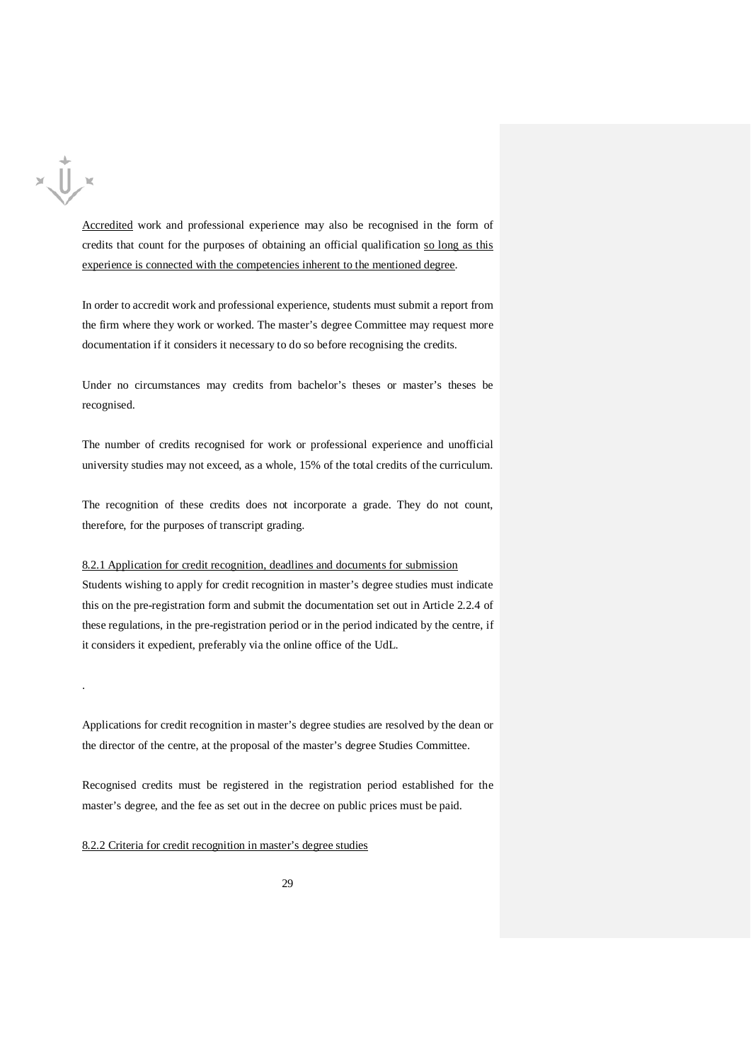<u>Accredited</u> work and professional experience may also be recognised in the form of credits that count for the purposes of obtaining an official qualification <u>so long as this experience is connected with the competencies inherent to the mentioned degree</u>.

In order to accredit work and professional experience, students must submit a report from the firm where they work or worked. The master's degree Committee may request more documentation if it considers it necessary to do so before recognising the credits.

Under no circumstances may credits from bachelor's theses or master's theses be recognised.

The number of credits recognised for work or professional experience and unofficial university studies may not exceed, as a whole, 15% of the total credits of the curriculum.

The recognition of these credits does not incorporate a grade. They do not count, therefore, for the purposes of transcript grading.

<u>8.2.1 Application for credit recognition, deadlines and documents for submission</u>

Students wishing to apply for credit recognition in master's degree studies must indicate this on the pre-registration form and submit the documentation set out in Article 2.2.4 of these regulations, in the pre-registration period or in the period indicated by the centre, if it considers it expedient, preferably via the online office of the UdL.

.

Applications for credit recognition in master's degree studies are resolved by the dean or the director of the centre, at the proposal of the master's degree Studies Committee.

Recognised credits must be registered in the registration period established for the master's degree, and the fee as set out in the decree on public prices must be paid.

<u>8.2.2 Criteria for credit recognition in master's degree studies</u>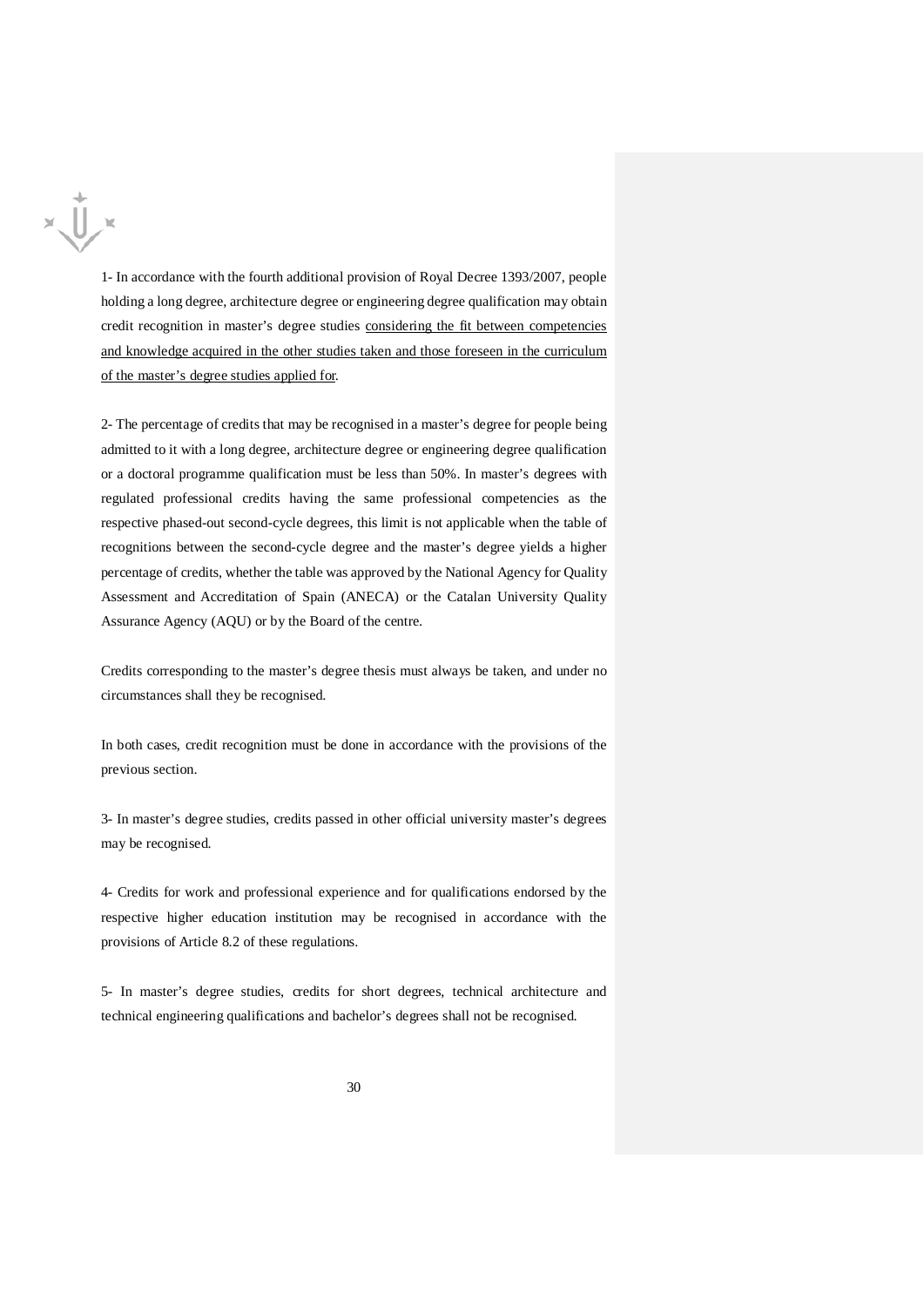1- In accordance with the fourth additional provision of Royal Decree 1393/2007, people holding a long degree, architecture degree or engineering degree qualification may obtain credit recognition in master's degree studies <u>considering the fit between competencies and knowledge acquired in the other studies taken and those foreseen in the curriculum of the master's degree studies applied for</u>.

2- The percentage of credits that may be recognised in a master's degree for people being admitted to it with a long degree, architecture degree or engineering degree qualification or a doctoral programme qualification must be less than 50%. In master's degrees with regulated professional credits having the same professional competencies as the respective phased-out second-cycle degrees, this limit is not applicable when the table of recognitions between the second-cycle degree and the master's degree yields a higher percentage of credits, whether the table was approved by the National Agency for Quality Assessment and Accreditation of Spain (ANECA) or the Catalan University Quality Assurance Agency (AQU) or by the Board of the centre.

Credits corresponding to the master's degree thesis must always be taken, and under no circumstances shall they be recognised.

In both cases, credit recognition must be done in accordance with the provisions of the previous section.

3- In master's degree studies, credits passed in other official university master's degrees may be recognised.

4- Credits for work and professional experience and for qualifications endorsed by the respective higher education institution may be recognised in accordance with the provisions of Article 8.2 of these regulations.

5- In master's degree studies, credits for short degrees, technical architecture and technical engineering qualifications and bachelor's degrees shall not be recognised.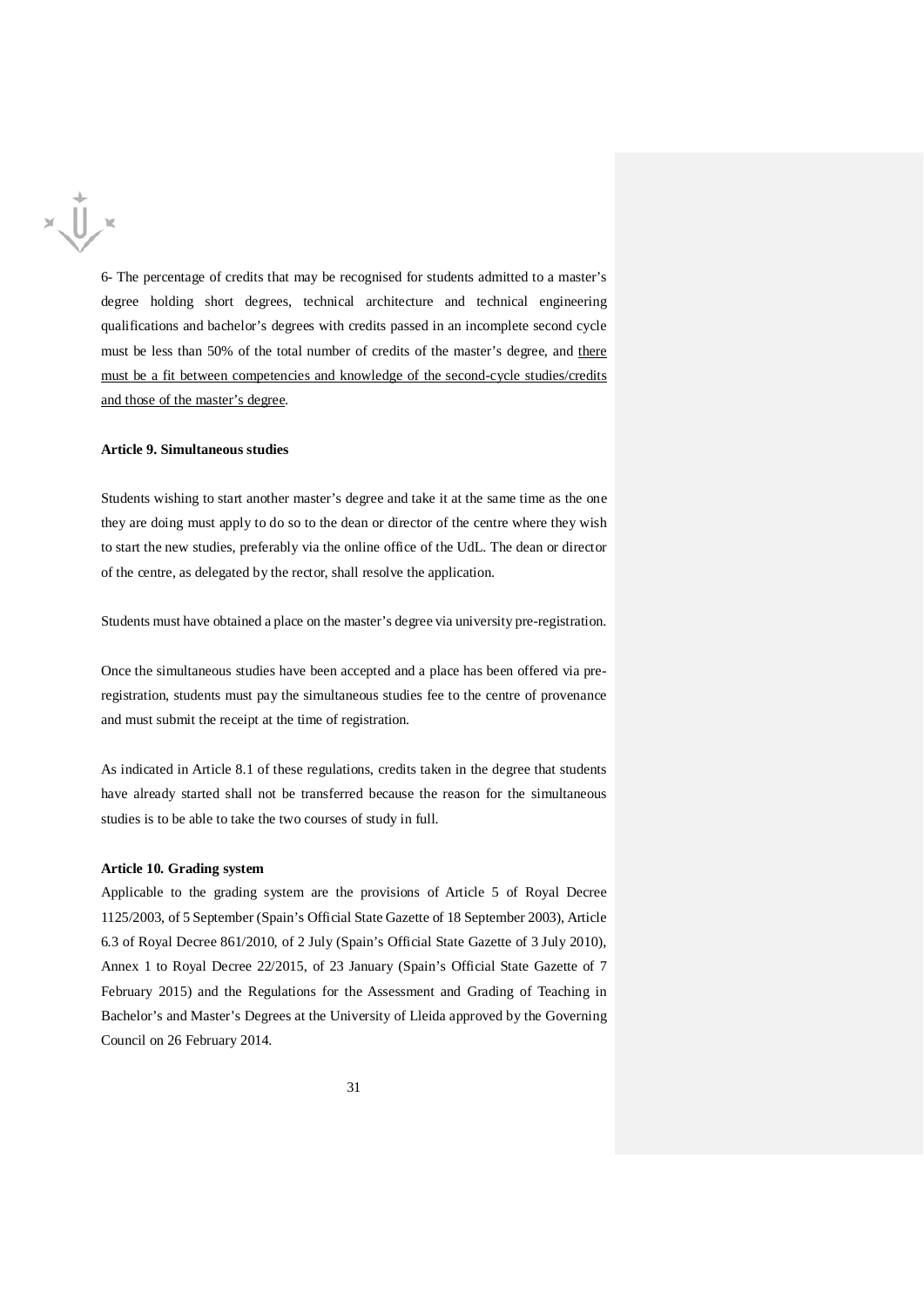6- The percentage of credits that may be recognised for students admitted to a master's degree holding short degrees, technical architecture and technical engineering qualifications and bachelor's degrees with credits passed in an incomplete second cycle must be less than 50% of the total number of credits of the master's degree, and <u>there must be a fit between competencies and knowledge of the second-cycle studies/credits and those of the master's degree</u>.

**Article 9. Simultaneous studies**

Students wishing to start another master's degree and take it at the same time as the one they are doing must apply to do so to the dean or director of the centre where they wish to start the new studies, preferably via the online office of the UdL. The dean or director of the centre, as delegated by the rector, shall resolve the application.

Students must have obtained a place on the master's degree via university pre-registration.

Once the simultaneous studies have been accepted and a place has been offered via pre-registration, students must pay the simultaneous studies fee to the centre of provenance and must submit the receipt at the time of registration.

As indicated in Article 8.1 of these regulations, credits taken in the degree that students have already started shall not be transferred because the reason for the simultaneous studies is to be able to take the two courses of study in full.

**Article 10. Grading system**

Applicable to the grading system are the provisions of Article 5 of Royal Decree 1125/2003, of 5 September (Spain's Official State Gazette of 18 September 2003), Article 6.3 of Royal Decree 861/2010, of 2 July (Spain's Official State Gazette of 3 July 2010), Annex 1 to Royal Decree 22/2015, of 23 January (Spain's Official State Gazette of 7 February 2015) and the Regulations for the Assessment and Grading of Teaching in Bachelor's and Master's Degrees at the University of Lleida approved by the Governing Council on 26 February 2014.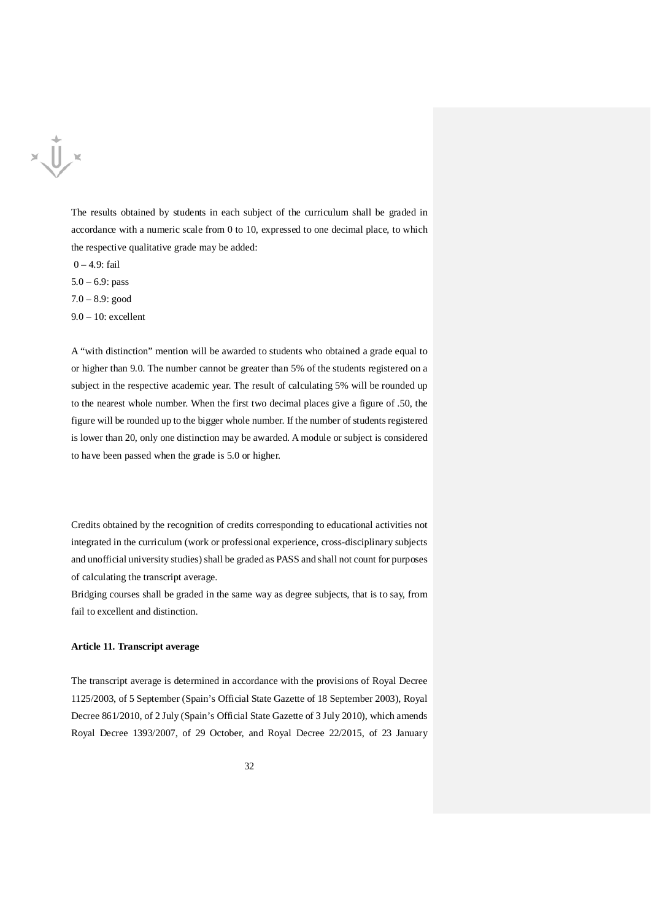The results obtained by students in each subject of the curriculum shall be graded in accordance with a numeric scale from 0 to 10, expressed to one decimal place, to which the respective qualitative grade may be added:

0 – 4.9: fail
5.0 – 6.9: pass
7.0 – 8.9: good
9.0 – 10: excellent

A "with distinction" mention will be awarded to students who obtained a grade equal to or higher than 9.0. The number cannot be greater than 5% of the students registered on a subject in the respective academic year. The result of calculating 5% will be rounded up to the nearest whole number. When the first two decimal places give a figure of .50, the figure will be rounded up to the bigger whole number. If the number of students registered is lower than 20, only one distinction may be awarded. A module or subject is considered to have been passed when the grade is 5.0 or higher.

Credits obtained by the recognition of credits corresponding to educational activities not integrated in the curriculum (work or professional experience, cross-disciplinary subjects and unofficial university studies) shall be graded as PASS and shall not count for purposes of calculating the transcript average.

Bridging courses shall be graded in the same way as degree subjects, that is to say, from fail to excellent and distinction.

**Article 11. Transcript average**

The transcript average is determined in accordance with the provisions of Royal Decree 1125/2003, of 5 September (Spain's Official State Gazette of 18 September 2003), Royal Decree 861/2010, of 2 July (Spain's Official State Gazette of 3 July 2010), which amends Royal Decree 1393/2007, of 29 October, and Royal Decree 22/2015, of 23 January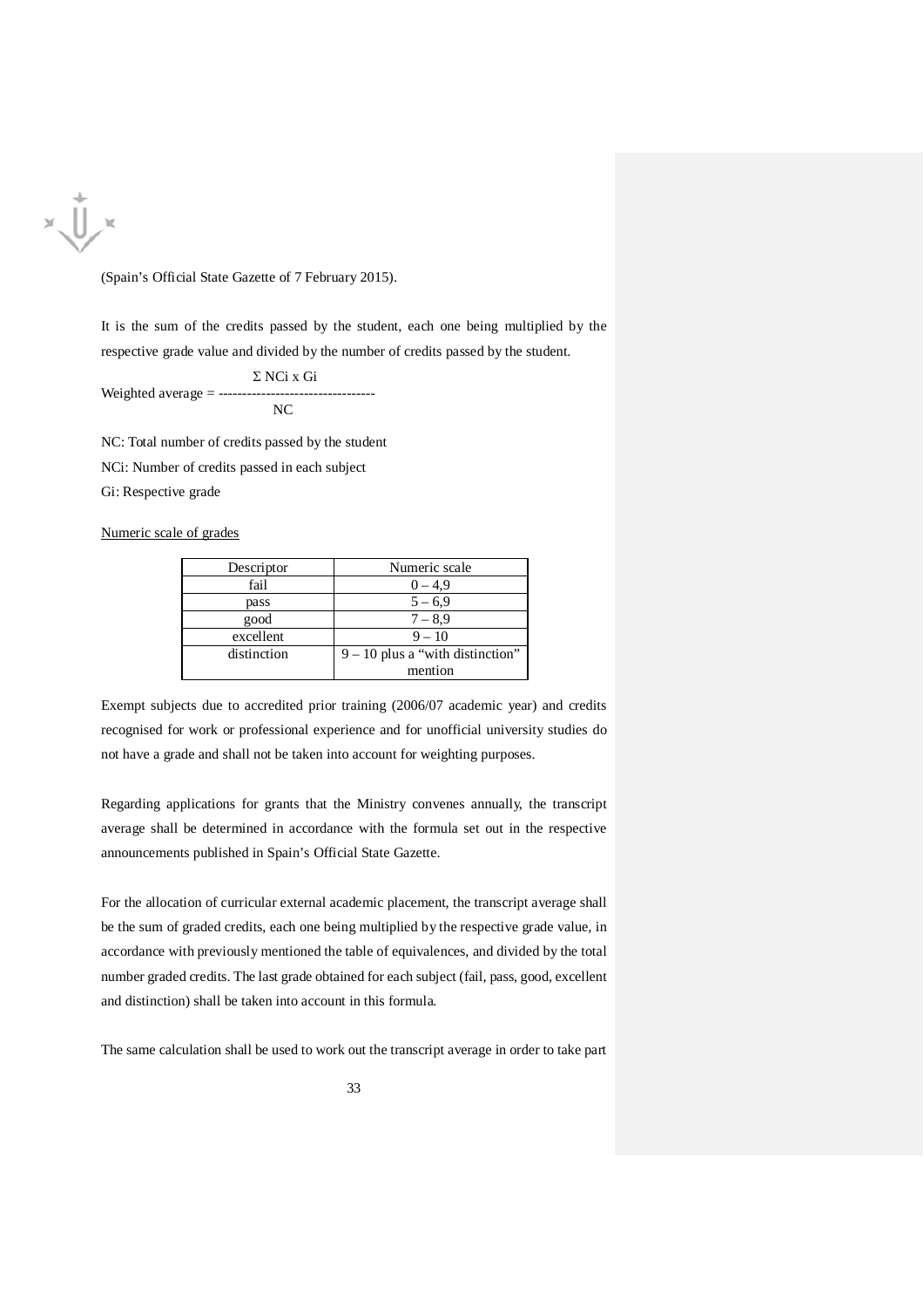(Spain's Official State Gazette of 7 February 2015).

It is the sum of the credits passed by the student, each one being multiplied by the respective grade value and divided by the number of credits passed by the student.

$$\text{Weighted average} = \frac{\Sigma \text{ NCi x Gi}}{\text{NC}}$$

NC: Total number of credits passed by the student

NCi: Number of credits passed in each subject

Gi: Respective grade

<u>Numeric scale of grades</u>

| Descriptor | Numeric scale |
|---|---|
| fail | 0 – 4,9 |
| pass | 5 – 6,9 |
| good | 7 – 8,9 |
| excellent | 9 – 10 |
| distinction | 9 – 10 plus a "with distinction" mention |

Exempt subjects due to accredited prior training (2006/07 academic year) and credits recognised for work or professional experience and for unofficial university studies do not have a grade and shall not be taken into account for weighting purposes.

Regarding applications for grants that the Ministry convenes annually, the transcript average shall be determined in accordance with the formula set out in the respective announcements published in Spain's Official State Gazette.

For the allocation of curricular external academic placement, the transcript average shall be the sum of graded credits, each one being multiplied by the respective grade value, in accordance with previously mentioned the table of equivalences, and divided by the total number graded credits. The last grade obtained for each subject (fail, pass, good, excellent and distinction) shall be taken into account in this formula.

The same calculation shall be used to work out the transcript average in order to take part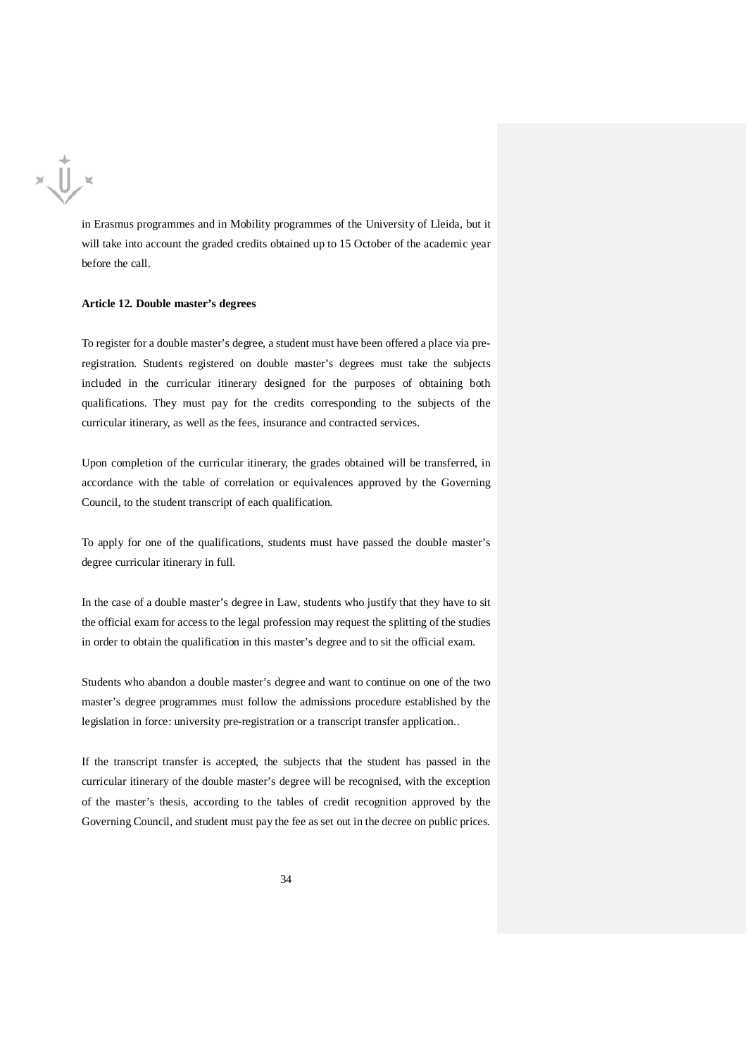in Erasmus programmes and in Mobility programmes of the University of Lleida, but it will take into account the graded credits obtained up to 15 October of the academic year before the call.

**Article 12. Double master's degrees**

To register for a double master's degree, a student must have been offered a place via pre-registration. Students registered on double master's degrees must take the subjects included in the curricular itinerary designed for the purposes of obtaining both qualifications. They must pay for the credits corresponding to the subjects of the curricular itinerary, as well as the fees, insurance and contracted services.

Upon completion of the curricular itinerary, the grades obtained will be transferred, in accordance with the table of correlation or equivalences approved by the Governing Council, to the student transcript of each qualification.

To apply for one of the qualifications, students must have passed the double master's degree curricular itinerary in full.

In the case of a double master's degree in Law, students who justify that they have to sit the official exam for access to the legal profession may request the splitting of the studies in order to obtain the qualification in this master's degree and to sit the official exam.

Students who abandon a double master's degree and want to continue on one of the two master's degree programmes must follow the admissions procedure established by the legislation in force: university pre-registration or a transcript transfer application..

If the transcript transfer is accepted, the subjects that the student has passed in the curricular itinerary of the double master's degree will be recognised, with the exception of the master's thesis, according to the tables of credit recognition approved by the Governing Council, and student must pay the fee as set out in the decree on public prices.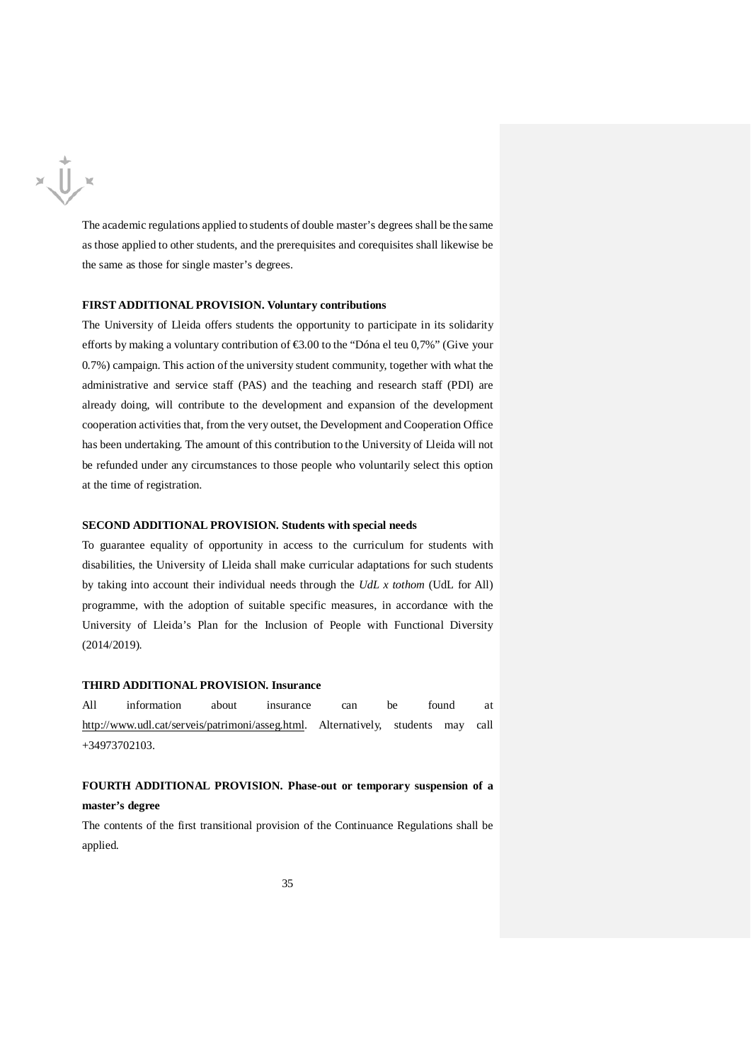The academic regulations applied to students of double master's degrees shall be the same as those applied to other students, and the prerequisites and corequisites shall likewise be the same as those for single master's degrees.

**FIRST ADDITIONAL PROVISION. Voluntary contributions**

The University of Lleida offers students the opportunity to participate in its solidarity efforts by making a voluntary contribution of €3.00 to the "Dóna el teu 0,7%" (Give your 0.7%) campaign. This action of the university student community, together with what the administrative and service staff (PAS) and the teaching and research staff (PDI) are already doing, will contribute to the development and expansion of the development cooperation activities that, from the very outset, the Development and Cooperation Office has been undertaking. The amount of this contribution to the University of Lleida will not be refunded under any circumstances to those people who voluntarily select this option at the time of registration.

**SECOND ADDITIONAL PROVISION. Students with special needs**

To guarantee equality of opportunity in access to the curriculum for students with disabilities, the University of Lleida shall make curricular adaptations for such students by taking into account their individual needs through the *UdL x tothom* (UdL for All) programme, with the adoption of suitable specific measures, in accordance with the University of Lleida's Plan for the Inclusion of People with Functional Diversity (2014/2019).

**THIRD ADDITIONAL PROVISION. Insurance**

All information about insurance can be found at http://www.udl.cat/serveis/patrimoni/asseg.html. Alternatively, students may call +34973702103.

**FOURTH ADDITIONAL PROVISION. Phase-out or temporary suspension of a master's degree**

The contents of the first transitional provision of the Continuance Regulations shall be applied.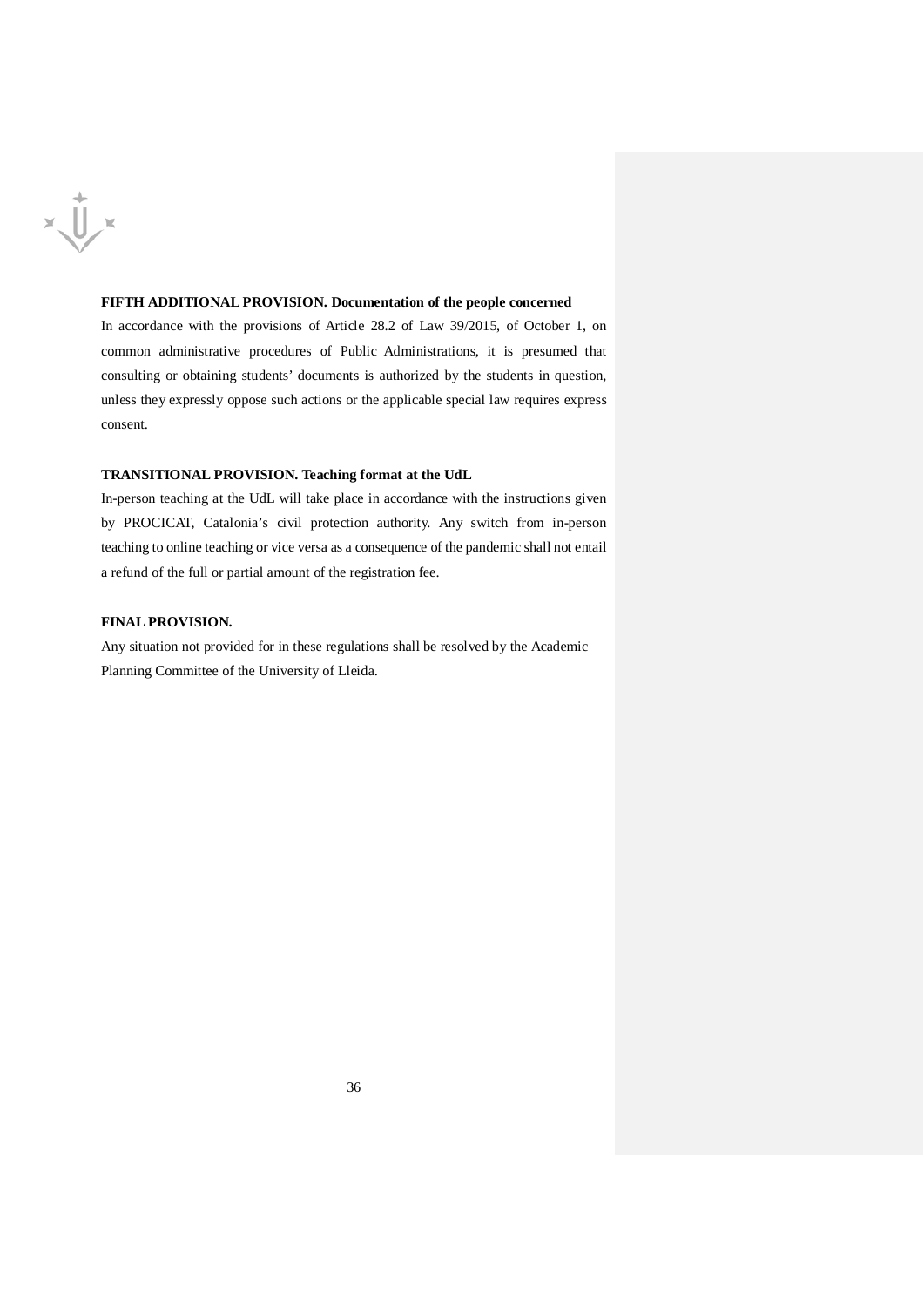**FIFTH ADDITIONAL PROVISION. Documentation of the people concerned**

In accordance with the provisions of Article 28.2 of Law 39/2015, of October 1, on common administrative procedures of Public Administrations, it is presumed that consulting or obtaining students' documents is authorized by the students in question, unless they expressly oppose such actions or the applicable special law requires express consent.

**TRANSITIONAL PROVISION. Teaching format at the UdL**

In-person teaching at the UdL will take place in accordance with the instructions given by PROCICAT, Catalonia's civil protection authority. Any switch from in-person teaching to online teaching or vice versa as a consequence of the pandemic shall not entail a refund of the full or partial amount of the registration fee.

**FINAL PROVISION.**

Any situation not provided for in these regulations shall be resolved by the Academic Planning Committee of the University of Lleida.